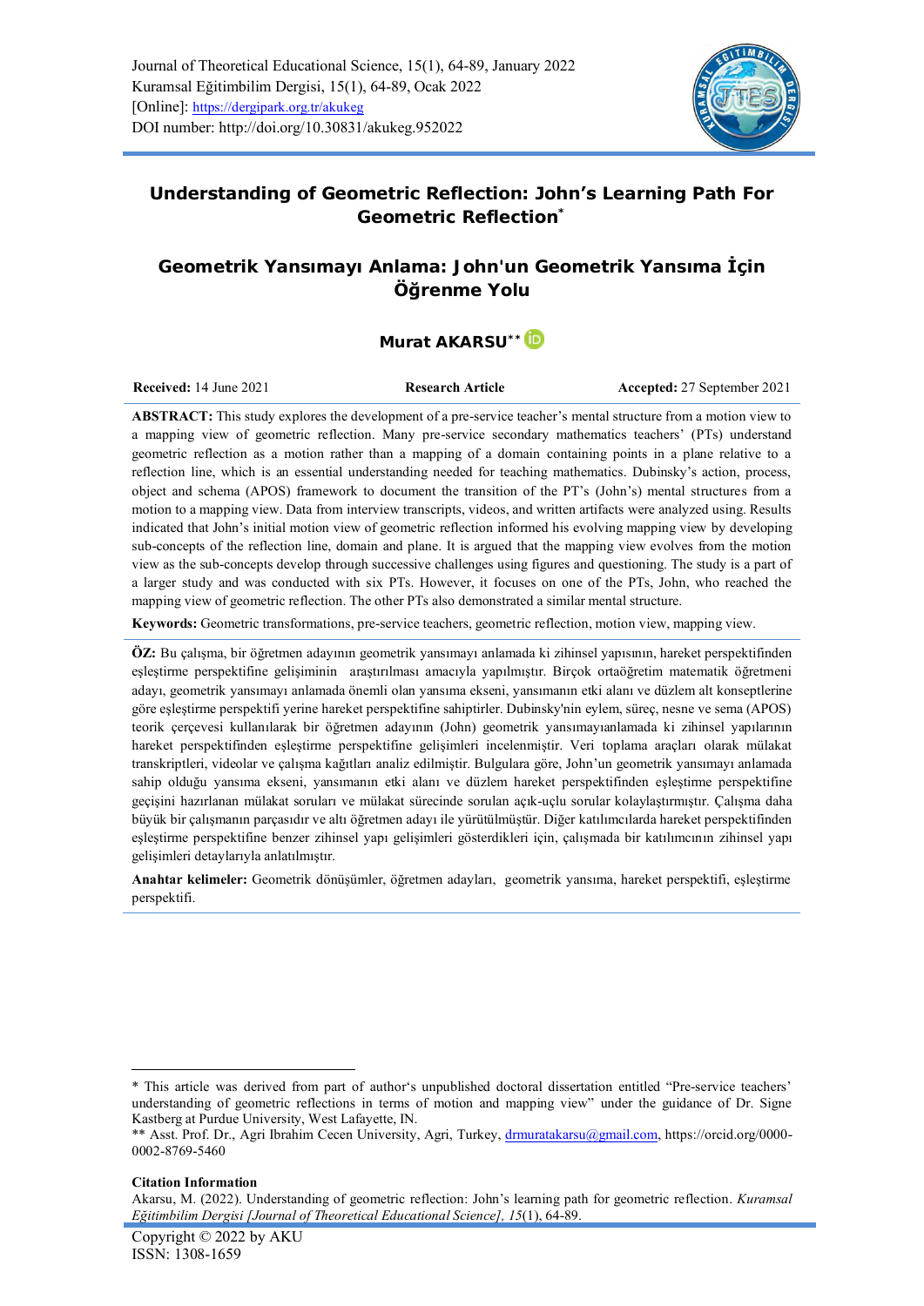Journal of Theoretical Educational Science, 15(1), 64-89, January 2022
Kuramsal Eğitimbilim Dergisi, 15(1), 64-89, Ocak 2022
[Online]: https://dergipark.org.tr/akukeg
DOI number: http://doi.org/10.30831/akukeg.952022

# Understanding of Geometric Reflection: John's Learning Path For Geometric Reflection*

# Geometrik Yansımayı Anlama: John'un Geometrik Yansıma İçin Öğrenme Yolu

**Murat AKARSU****

**Received:** 14 June 2021 | **Research Article** | **Accepted:** 27 September 2021

**ABSTRACT:** This study explores the development of a pre-service teacher's mental structure from a motion view to a mapping view of geometric reflection. Many pre-service secondary mathematics teachers' (PTs) understand geometric reflection as a motion rather than a mapping of a domain containing points in a plane relative to a reflection line, which is an essential understanding needed for teaching mathematics. Dubinsky's action, process, object and schema (APOS) framework to document the transition of the PT's (John's) mental structures from a motion to a mapping view. Data from interview transcripts, videos, and written artifacts were analyzed using. Results indicated that John's initial motion view of geometric reflection informed his evolving mapping view by developing sub-concepts of the reflection line, domain and plane. It is argued that the mapping view evolves from the motion view as the sub-concepts develop through successive challenges using figures and questioning. The study is a part of a larger study and was conducted with six PTs. However, it focuses on one of the PTs, John, who reached the mapping view of geometric reflection. The other PTs also demonstrated a similar mental structure.

**Keywords:** Geometric transformations, pre-service teachers, geometric reflection, motion view, mapping view.

**ÖZ:** Bu çalışma, bir öğretmen adayının geometrik yansımayı anlamada ki zihinsel yapısının, hareket perspektifinden eşleştirme perspektifine gelişiminin araştırılması amacıyla yapılmıştır. Birçok ortaöğretim matematik öğretmeni adayı, geometrik yansımayı anlamada önemli olan yansıma ekseni, yansımanın etki alanı ve düzlem alt konseptlerine göre eşleştirme perspektifi yerine hareket perspektifine sahiptirler. Dubinsky'nin eylem, süreç, nesne ve sema (APOS) teorik çerçevesi kullanılarak bir öğretmen adayının (John) geometrik yansımayıanlamada ki zihinsel yapılarının hareket perspektifinden eşleştirme perspektifine gelişimleri incelenmiştir. Veri toplama araçları olarak mülakat transkriptleri, videolar ve çalışma kağıtları analiz edilmiştir. Bulgulara göre, John'un geometrik yansımayı anlamada sahip olduğu yansıma ekseni, yansımanın etki alanı ve düzlem hareket perspektifinden eşleştirme perspektifine geçişini hazırlanan mülakat soruları ve mülakat sürecinde sorulan açık-uçlu sorular kolaylaştırmıştır. Çalışma daha büyük bir çalışmanın parçasıdır ve altı öğretmen adayı ile yürütülmüştür. Diğer katılımcılarda hareket perspektifinden eşleştirme perspektifine benzer zihinsel yapı gelişimleri gösterdikleri için, çalışmada bir katılımcının zihinsel yapı gelişimleri detaylarıyla anlatılmıştır.

**Anahtar kelimeler:** Geometrik dönüşümler, öğretmen adayları, geometrik yansıma, hareket perspektifi, eşleştirme perspektifi.

---

* This article was derived from part of author's unpublished doctoral dissertation entitled "Pre-service teachers' understanding of geometric reflections in terms of motion and mapping view" under the guidance of Dr. Signe Kastberg at Purdue University, West Lafayette, IN.

** Asst. Prof. Dr., Agri Ibrahim Cecen University, Agri, Turkey, drmuratakarsu@gmail.com, https://orcid.org/0000-0002-8769-5460

**Citation Information**

Akarsu, M. (2022). Understanding of geometric reflection: John's learning path for geometric reflection. *Kuramsal Eğitimbilim Dergisi [Journal of Theoretical Educational Science], 15*(1), 64-89.

Copyright © 2022 by AKU
ISSN: 1308-1659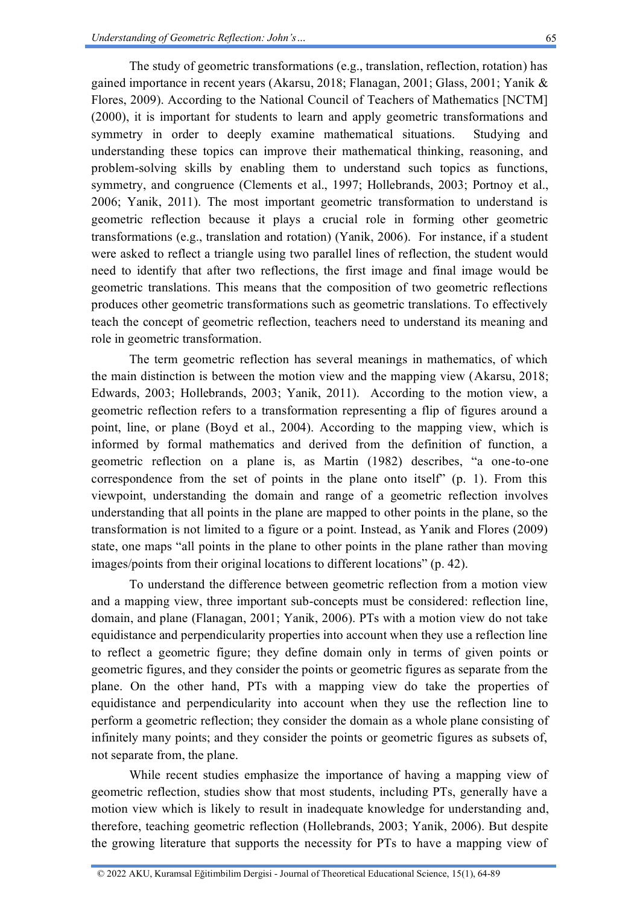The study of geometric transformations (e.g., translation, reflection, rotation) has gained importance in recent years (Akarsu, 2018; Flanagan, 2001; Glass, 2001; Yanik & Flores, 2009). According to the National Council of Teachers of Mathematics [NCTM] (2000), it is important for students to learn and apply geometric transformations and symmetry in order to deeply examine mathematical situations. Studying and understanding these topics can improve their mathematical thinking, reasoning, and problem-solving skills by enabling them to understand such topics as functions, symmetry, and congruence (Clements et al., 1997; Hollebrands, 2003; Portnoy et al., 2006; Yanik, 2011). The most important geometric transformation to understand is geometric reflection because it plays a crucial role in forming other geometric transformations (e.g., translation and rotation) (Yanik, 2006). For instance, if a student were asked to reflect a triangle using two parallel lines of reflection, the student would need to identify that after two reflections, the first image and final image would be geometric translations. This means that the composition of two geometric reflections produces other geometric transformations such as geometric translations. To effectively teach the concept of geometric reflection, teachers need to understand its meaning and role in geometric transformation.

The term geometric reflection has several meanings in mathematics, of which the main distinction is between the motion view and the mapping view (Akarsu, 2018; Edwards, 2003; Hollebrands, 2003; Yanik, 2011). According to the motion view, a geometric reflection refers to a transformation representing a flip of figures around a point, line, or plane (Boyd et al., 2004). According to the mapping view, which is informed by formal mathematics and derived from the definition of function, a geometric reflection on a plane is, as Martin (1982) describes, "a one-to-one correspondence from the set of points in the plane onto itself" (p. 1). From this viewpoint, understanding the domain and range of a geometric reflection involves understanding that all points in the plane are mapped to other points in the plane, so the transformation is not limited to a figure or a point. Instead, as Yanik and Flores (2009) state, one maps "all points in the plane to other points in the plane rather than moving images/points from their original locations to different locations" (p. 42).

To understand the difference between geometric reflection from a motion view and a mapping view, three important sub-concepts must be considered: reflection line, domain, and plane (Flanagan, 2001; Yanik, 2006). PTs with a motion view do not take equidistance and perpendicularity properties into account when they use a reflection line to reflect a geometric figure; they define domain only in terms of given points or geometric figures, and they consider the points or geometric figures as separate from the plane. On the other hand, PTs with a mapping view do take the properties of equidistance and perpendicularity into account when they use the reflection line to perform a geometric reflection; they consider the domain as a whole plane consisting of infinitely many points; and they consider the points or geometric figures as subsets of, not separate from, the plane.

While recent studies emphasize the importance of having a mapping view of geometric reflection, studies show that most students, including PTs, generally have a motion view which is likely to result in inadequate knowledge for understanding and, therefore, teaching geometric reflection (Hollebrands, 2003; Yanik, 2006). But despite the growing literature that supports the necessity for PTs to have a mapping view of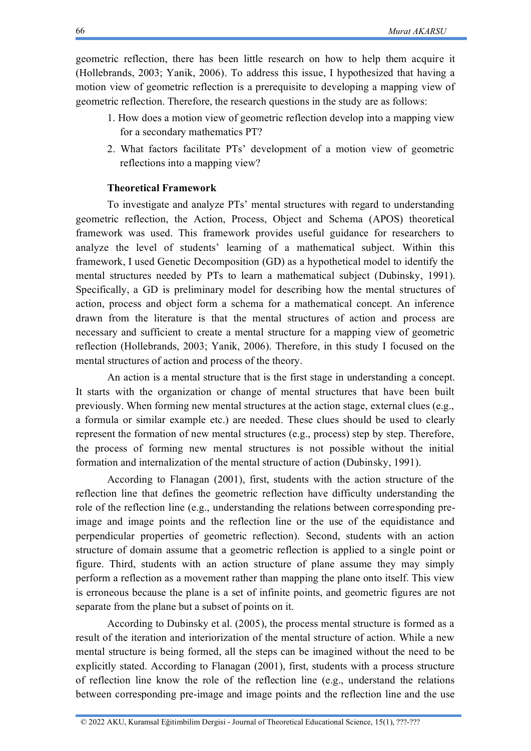geometric reflection, there has been little research on how to help them acquire it (Hollebrands, 2003; Yanik, 2006). To address this issue, I hypothesized that having a motion view of geometric reflection is a prerequisite to developing a mapping view of geometric reflection. Therefore, the research questions in the study are as follows:

1. How does a motion view of geometric reflection develop into a mapping view for a secondary mathematics PT?
2. What factors facilitate PTs' development of a motion view of geometric reflections into a mapping view?

### Theoretical Framework

To investigate and analyze PTs' mental structures with regard to understanding geometric reflection, the Action, Process, Object and Schema (APOS) theoretical framework was used. This framework provides useful guidance for researchers to analyze the level of students' learning of a mathematical subject. Within this framework, I used Genetic Decomposition (GD) as a hypothetical model to identify the mental structures needed by PTs to learn a mathematical subject (Dubinsky, 1991). Specifically, a GD is preliminary model for describing how the mental structures of action, process and object form a schema for a mathematical concept. An inference drawn from the literature is that the mental structures of action and process are necessary and sufficient to create a mental structure for a mapping view of geometric reflection (Hollebrands, 2003; Yanik, 2006). Therefore, in this study I focused on the mental structures of action and process of the theory.

An action is a mental structure that is the first stage in understanding a concept. It starts with the organization or change of mental structures that have been built previously. When forming new mental structures at the action stage, external clues (e.g., a formula or similar example etc.) are needed. These clues should be used to clearly represent the formation of new mental structures (e.g., process) step by step. Therefore, the process of forming new mental structures is not possible without the initial formation and internalization of the mental structure of action (Dubinsky, 1991).

According to Flanagan (2001), first, students with the action structure of the reflection line that defines the geometric reflection have difficulty understanding the role of the reflection line (e.g., understanding the relations between corresponding pre-image and image points and the reflection line or the use of the equidistance and perpendicular properties of geometric reflection). Second, students with an action structure of domain assume that a geometric reflection is applied to a single point or figure. Third, students with an action structure of plane assume they may simply perform a reflection as a movement rather than mapping the plane onto itself. This view is erroneous because the plane is a set of infinite points, and geometric figures are not separate from the plane but a subset of points on it.

According to Dubinsky et al. (2005), the process mental structure is formed as a result of the iteration and interiorization of the mental structure of action. While a new mental structure is being formed, all the steps can be imagined without the need to be explicitly stated. According to Flanagan (2001), first, students with a process structure of reflection line know the role of the reflection line (e.g., understand the relations between corresponding pre-image and image points and the reflection line and the use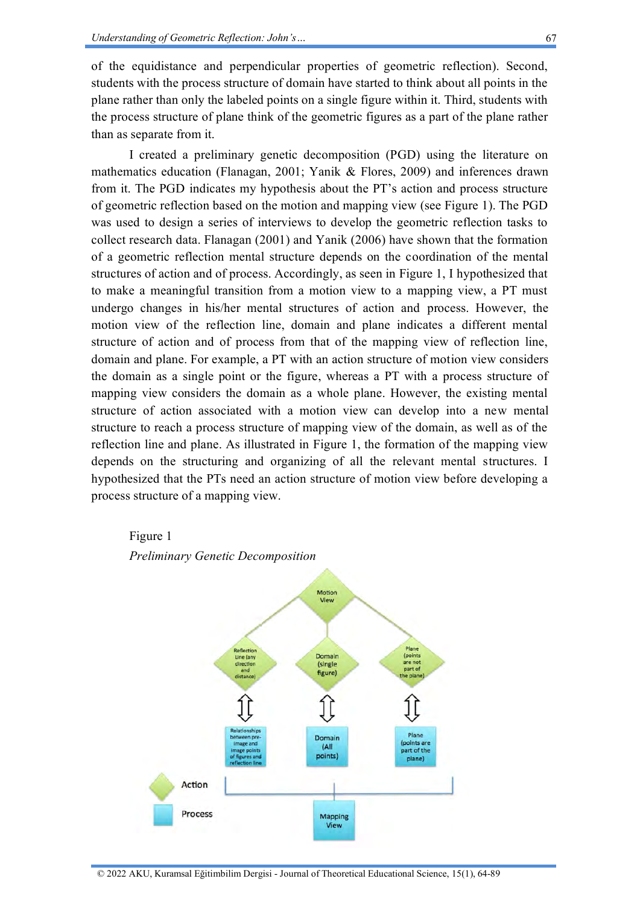of the equidistance and perpendicular properties of geometric reflection). Second, students with the process structure of domain have started to think about all points in the plane rather than only the labeled points on a single figure within it. Third, students with the process structure of plane think of the geometric figures as a part of the plane rather than as separate from it.

I created a preliminary genetic decomposition (PGD) using the literature on mathematics education (Flanagan, 2001; Yanik & Flores, 2009) and inferences drawn from it. The PGD indicates my hypothesis about the PT's action and process structure of geometric reflection based on the motion and mapping view (see Figure 1). The PGD was used to design a series of interviews to develop the geometric reflection tasks to collect research data. Flanagan (2001) and Yanik (2006) have shown that the formation of a geometric reflection mental structure depends on the coordination of the mental structures of action and of process. Accordingly, as seen in Figure 1, I hypothesized that to make a meaningful transition from a motion view to a mapping view, a PT must undergo changes in his/her mental structures of action and process. However, the motion view of the reflection line, domain and plane indicates a different mental structure of action and of process from that of the mapping view of reflection line, domain and plane. For example, a PT with an action structure of motion view considers the domain as a single point or the figure, whereas a PT with a process structure of mapping view considers the domain as a whole plane. However, the existing mental structure of action associated with a motion view can develop into a new mental structure to reach a process structure of mapping view of the domain, as well as of the reflection line and plane. As illustrated in Figure 1, the formation of the mapping view depends on the structuring and organizing of all the relevant mental structures. I hypothesized that the PTs need an action structure of motion view before developing a process structure of a mapping view.

Figure 1

*Preliminary Genetic Decomposition*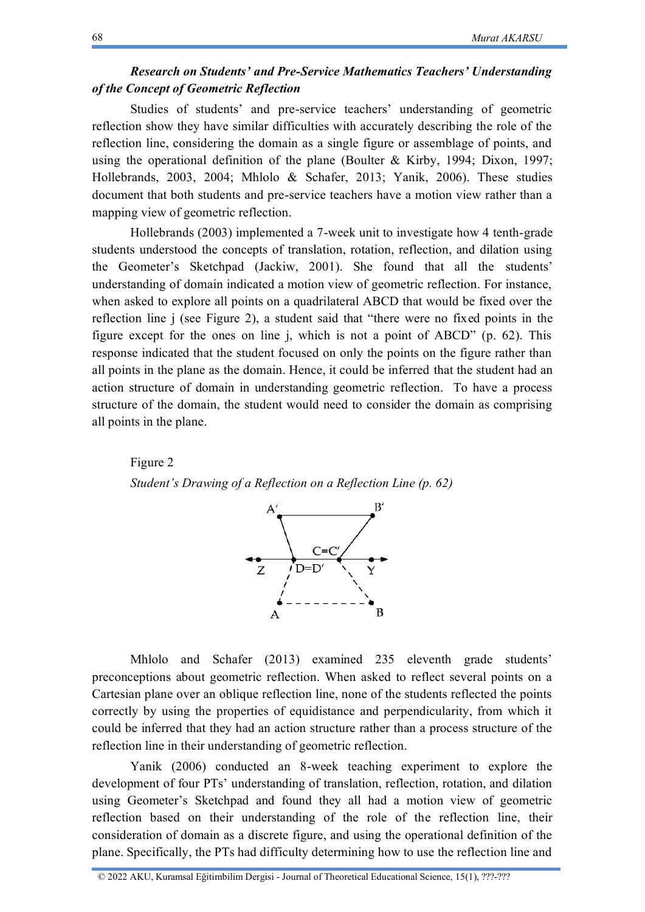***Research on Students' and Pre-Service Mathematics Teachers' Understanding of the Concept of Geometric Reflection***

Studies of students' and pre-service teachers' understanding of geometric reflection show they have similar difficulties with accurately describing the role of the reflection line, considering the domain as a single figure or assemblage of points, and using the operational definition of the plane (Boulter & Kirby, 1994; Dixon, 1997; Hollebrands, 2003, 2004; Mhlolo & Schafer, 2013; Yanik, 2006). These studies document that both students and pre-service teachers have a motion view rather than a mapping view of geometric reflection.

Hollebrands (2003) implemented a 7-week unit to investigate how 4 tenth-grade students understood the concepts of translation, rotation, reflection, and dilation using the Geometer's Sketchpad (Jackiw, 2001). She found that all the students' understanding of domain indicated a motion view of geometric reflection. For instance, when asked to explore all points on a quadrilateral ABCD that would be fixed over the reflection line j (see Figure 2), a student said that "there were no fixed points in the figure except for the ones on line j, which is not a point of ABCD" (p. 62). This response indicated that the student focused on only the points on the figure rather than all points in the plane as the domain. Hence, it could be inferred that the student had an action structure of domain in understanding geometric reflection. To have a process structure of the domain, the student would need to consider the domain as comprising all points in the plane.

Figure 2

*Student's Drawing of a Reflection on a Reflection Line (p. 62)*

Mhlolo and Schafer (2013) examined 235 eleventh grade students' preconceptions about geometric reflection. When asked to reflect several points on a Cartesian plane over an oblique reflection line, none of the students reflected the points correctly by using the properties of equidistance and perpendicularity, from which it could be inferred that they had an action structure rather than a process structure of the reflection line in their understanding of geometric reflection.

Yanik (2006) conducted an 8-week teaching experiment to explore the development of four PTs' understanding of translation, reflection, rotation, and dilation using Geometer's Sketchpad and found they all had a motion view of geometric reflection based on their understanding of the role of the reflection line, their consideration of domain as a discrete figure, and using the operational definition of the plane. Specifically, the PTs had difficulty determining how to use the reflection line and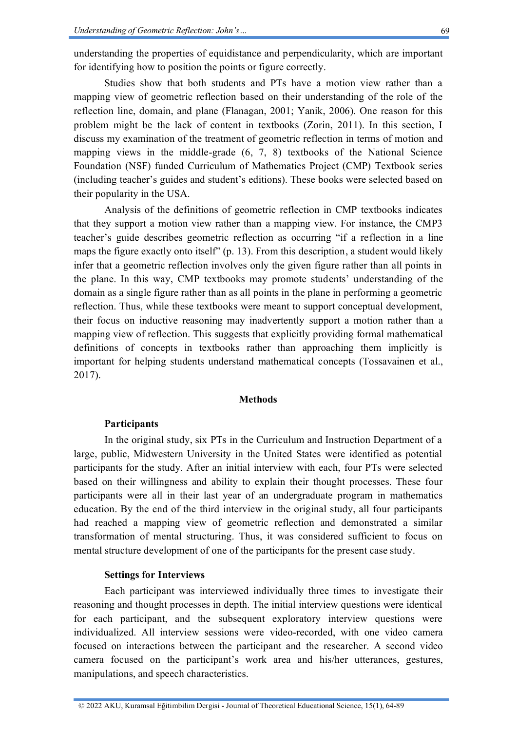understanding the properties of equidistance and perpendicularity, which are important for identifying how to position the points or figure correctly.

Studies show that both students and PTs have a motion view rather than a mapping view of geometric reflection based on their understanding of the role of the reflection line, domain, and plane (Flanagan, 2001; Yanik, 2006). One reason for this problem might be the lack of content in textbooks (Zorin, 2011). In this section, I discuss my examination of the treatment of geometric reflection in terms of motion and mapping views in the middle-grade (6, 7, 8) textbooks of the National Science Foundation (NSF) funded Curriculum of Mathematics Project (CMP) Textbook series (including teacher's guides and student's editions). These books were selected based on their popularity in the USA.

Analysis of the definitions of geometric reflection in CMP textbooks indicates that they support a motion view rather than a mapping view. For instance, the CMP3 teacher's guide describes geometric reflection as occurring "if a reflection in a line maps the figure exactly onto itself" (p. 13). From this description, a student would likely infer that a geometric reflection involves only the given figure rather than all points in the plane. In this way, CMP textbooks may promote students' understanding of the domain as a single figure rather than as all points in the plane in performing a geometric reflection. Thus, while these textbooks were meant to support conceptual development, their focus on inductive reasoning may inadvertently support a motion rather than a mapping view of reflection. This suggests that explicitly providing formal mathematical definitions of concepts in textbooks rather than approaching them implicitly is important for helping students understand mathematical concepts (Tossavainen et al., 2017).

## Methods

### Participants

In the original study, six PTs in the Curriculum and Instruction Department of a large, public, Midwestern University in the United States were identified as potential participants for the study. After an initial interview with each, four PTs were selected based on their willingness and ability to explain their thought processes. These four participants were all in their last year of an undergraduate program in mathematics education. By the end of the third interview in the original study, all four participants had reached a mapping view of geometric reflection and demonstrated a similar transformation of mental structuring. Thus, it was considered sufficient to focus on mental structure development of one of the participants for the present case study.

### Settings for Interviews

Each participant was interviewed individually three times to investigate their reasoning and thought processes in depth. The initial interview questions were identical for each participant, and the subsequent exploratory interview questions were individualized. All interview sessions were video-recorded, with one video camera focused on interactions between the participant and the researcher. A second video camera focused on the participant's work area and his/her utterances, gestures, manipulations, and speech characteristics.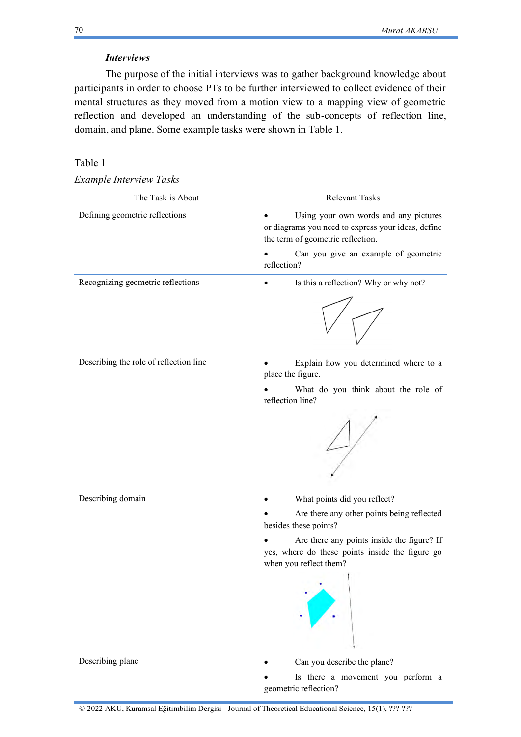### *Interviews*

The purpose of the initial interviews was to gather background knowledge about participants in order to choose PTs to be further interviewed to collect evidence of their mental structures as they moved from a motion view to a mapping view of geometric reflection and developed an understanding of the sub-concepts of reflection line, domain, and plane. Some example tasks were shown in Table 1.

Table 1

*Example Interview Tasks*

| The Task is About | Relevant Tasks |
|---|---|
| Defining geometric reflections | • Using your own words and any pictures or diagrams you need to express your ideas, define the term of geometric reflection. <br> • Can you give an example of geometric reflection? |
| Recognizing geometric reflections | • Is this a reflection? Why or why not? |
| Describing the role of reflection line | • Explain how you determined where to a place the figure. <br> • What do you think about the role of reflection line? |
| Describing domain | • What points did you reflect? <br> • Are there any other points being reflected besides these points? <br> • Are there any points inside the figure? If yes, where do these points inside the figure go when you reflect them? |
| Describing plane | • Can you describe the plane? <br> • Is there a movement you perform a geometric reflection? |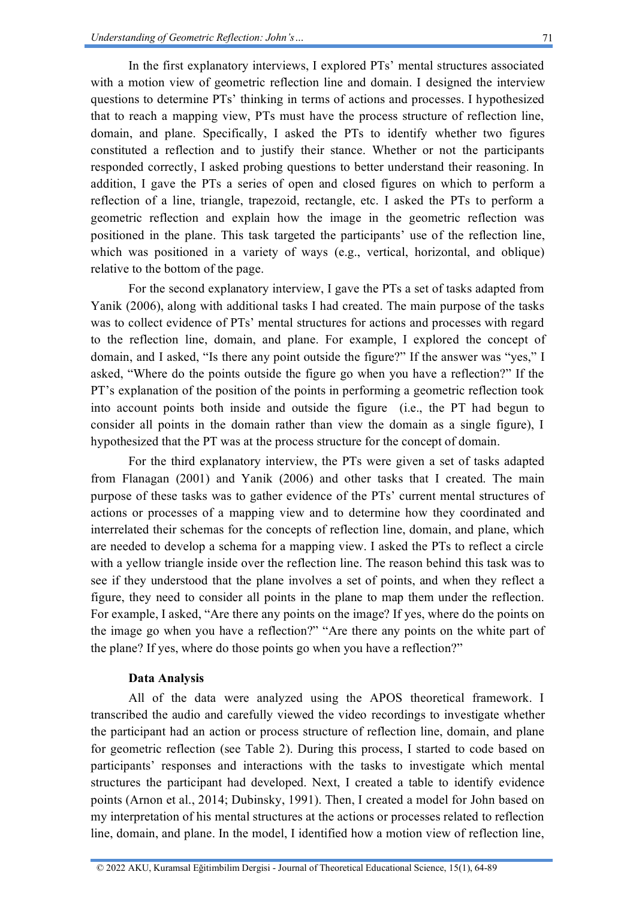In the first explanatory interviews, I explored PTs' mental structures associated with a motion view of geometric reflection line and domain. I designed the interview questions to determine PTs' thinking in terms of actions and processes. I hypothesized that to reach a mapping view, PTs must have the process structure of reflection line, domain, and plane. Specifically, I asked the PTs to identify whether two figures constituted a reflection and to justify their stance. Whether or not the participants responded correctly, I asked probing questions to better understand their reasoning. In addition, I gave the PTs a series of open and closed figures on which to perform a reflection of a line, triangle, trapezoid, rectangle, etc. I asked the PTs to perform a geometric reflection and explain how the image in the geometric reflection was positioned in the plane. This task targeted the participants' use of the reflection line, which was positioned in a variety of ways (e.g., vertical, horizontal, and oblique) relative to the bottom of the page.

For the second explanatory interview, I gave the PTs a set of tasks adapted from Yanik (2006), along with additional tasks I had created. The main purpose of the tasks was to collect evidence of PTs' mental structures for actions and processes with regard to the reflection line, domain, and plane. For example, I explored the concept of domain, and I asked, "Is there any point outside the figure?" If the answer was "yes," I asked, "Where do the points outside the figure go when you have a reflection?" If the PT's explanation of the position of the points in performing a geometric reflection took into account points both inside and outside the figure (i.e., the PT had begun to consider all points in the domain rather than view the domain as a single figure), I hypothesized that the PT was at the process structure for the concept of domain.

For the third explanatory interview, the PTs were given a set of tasks adapted from Flanagan (2001) and Yanik (2006) and other tasks that I created. The main purpose of these tasks was to gather evidence of the PTs' current mental structures of actions or processes of a mapping view and to determine how they coordinated and interrelated their schemas for the concepts of reflection line, domain, and plane, which are needed to develop a schema for a mapping view. I asked the PTs to reflect a circle with a yellow triangle inside over the reflection line. The reason behind this task was to see if they understood that the plane involves a set of points, and when they reflect a figure, they need to consider all points in the plane to map them under the reflection. For example, I asked, "Are there any points on the image? If yes, where do the points on the image go when you have a reflection?" "Are there any points on the white part of the plane? If yes, where do those points go when you have a reflection?"

### Data Analysis

All of the data were analyzed using the APOS theoretical framework. I transcribed the audio and carefully viewed the video recordings to investigate whether the participant had an action or process structure of reflection line, domain, and plane for geometric reflection (see Table 2). During this process, I started to code based on participants' responses and interactions with the tasks to investigate which mental structures the participant had developed. Next, I created a table to identify evidence points (Arnon et al., 2014; Dubinsky, 1991). Then, I created a model for John based on my interpretation of his mental structures at the actions or processes related to reflection line, domain, and plane. In the model, I identified how a motion view of reflection line,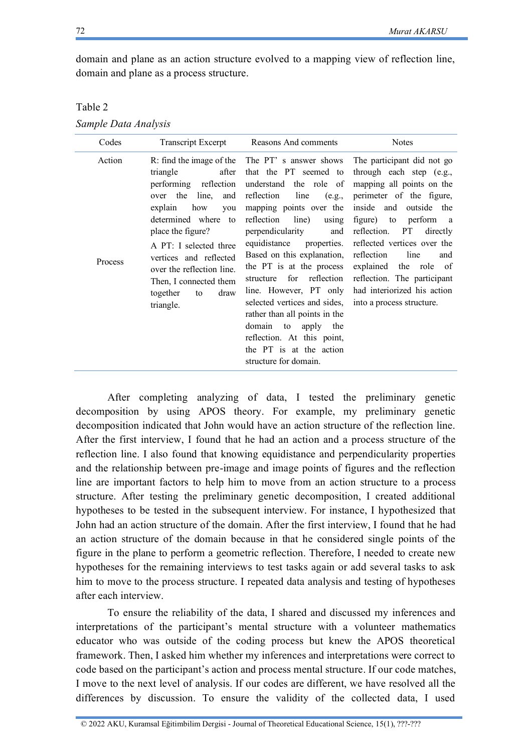domain and plane as an action structure evolved to a mapping view of reflection line, domain and plane as a process structure.

Table 2

*Sample Data Analysis*

| Codes | Transcript Excerpt | Reasons And comments | Notes |
|---|---|---|---|
| Action<br><br>Process | R: find the image of the triangle after performing reflection over the line, and explain how you determined where to place the figure?<br>A PT: I selected three vertices and reflected over the reflection line. Then, I connected them together to draw triangle. | The PT' s answer shows that the PT seemed to understand the role of reflection line (e.g., mapping points over the reflection line) using perpendicularity and equidistance properties. Based on this explanation, the PT is at the process structure for reflection line. However, PT only selected vertices and sides, rather than all points in the domain to apply the reflection. At this point, the PT is at the action structure for domain. | The participant did not go through each step (e.g., mapping all points on the perimeter of the figure, inside and outside the figure) to perform a reflection. PT directly reflected vertices over the reflection line and explained the role of reflection. The participant had interiorized his action into a process structure. |

After completing analyzing of data, I tested the preliminary genetic decomposition by using APOS theory. For example, my preliminary genetic decomposition indicated that John would have an action structure of the reflection line. After the first interview, I found that he had an action and a process structure of the reflection line. I also found that knowing equidistance and perpendicularity properties and the relationship between pre-image and image points of figures and the reflection line are important factors to help him to move from an action structure to a process structure. After testing the preliminary genetic decomposition, I created additional hypotheses to be tested in the subsequent interview. For instance, I hypothesized that John had an action structure of the domain. After the first interview, I found that he had an action structure of the domain because in that he considered single points of the figure in the plane to perform a geometric reflection. Therefore, I needed to create new hypotheses for the remaining interviews to test tasks again or add several tasks to ask him to move to the process structure. I repeated data analysis and testing of hypotheses after each interview.

To ensure the reliability of the data, I shared and discussed my inferences and interpretations of the participant's mental structure with a volunteer mathematics educator who was outside of the coding process but knew the APOS theoretical framework. Then, I asked him whether my inferences and interpretations were correct to code based on the participant's action and process mental structure. If our code matches, I move to the next level of analysis. If our codes are different, we have resolved all the differences by discussion. To ensure the validity of the collected data, I used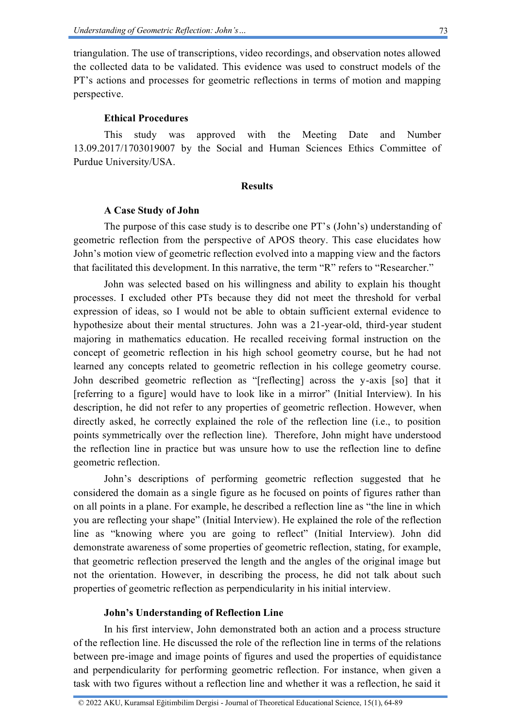triangulation. The use of transcriptions, video recordings, and observation notes allowed the collected data to be validated. This evidence was used to construct models of the PT's actions and processes for geometric reflections in terms of motion and mapping perspective.

### Ethical Procedures

This study was approved with the Meeting Date and Number 13.09.2017/1703019007 by the Social and Human Sciences Ethics Committee of Purdue University/USA.

## Results

### A Case Study of John

The purpose of this case study is to describe one PT's (John's) understanding of geometric reflection from the perspective of APOS theory. This case elucidates how John's motion view of geometric reflection evolved into a mapping view and the factors that facilitated this development. In this narrative, the term "R" refers to "Researcher."

John was selected based on his willingness and ability to explain his thought processes. I excluded other PTs because they did not meet the threshold for verbal expression of ideas, so I would not be able to obtain sufficient external evidence to hypothesize about their mental structures. John was a 21-year-old, third-year student majoring in mathematics education. He recalled receiving formal instruction on the concept of geometric reflection in his high school geometry course, but he had not learned any concepts related to geometric reflection in his college geometry course. John described geometric reflection as "[reflecting] across the y-axis [so] that it [referring to a figure] would have to look like in a mirror" (Initial Interview). In his description, he did not refer to any properties of geometric reflection. However, when directly asked, he correctly explained the role of the reflection line (i.e., to position points symmetrically over the reflection line). Therefore, John might have understood the reflection line in practice but was unsure how to use the reflection line to define geometric reflection.

John's descriptions of performing geometric reflection suggested that he considered the domain as a single figure as he focused on points of figures rather than on all points in a plane. For example, he described a reflection line as "the line in which you are reflecting your shape" (Initial Interview). He explained the role of the reflection line as "knowing where you are going to reflect" (Initial Interview). John did demonstrate awareness of some properties of geometric reflection, stating, for example, that geometric reflection preserved the length and the angles of the original image but not the orientation. However, in describing the process, he did not talk about such properties of geometric reflection as perpendicularity in his initial interview.

### John's Understanding of Reflection Line

In his first interview, John demonstrated both an action and a process structure of the reflection line. He discussed the role of the reflection line in terms of the relations between pre-image and image points of figures and used the properties of equidistance and perpendicularity for performing geometric reflection. For instance, when given a task with two figures without a reflection line and whether it was a reflection, he said it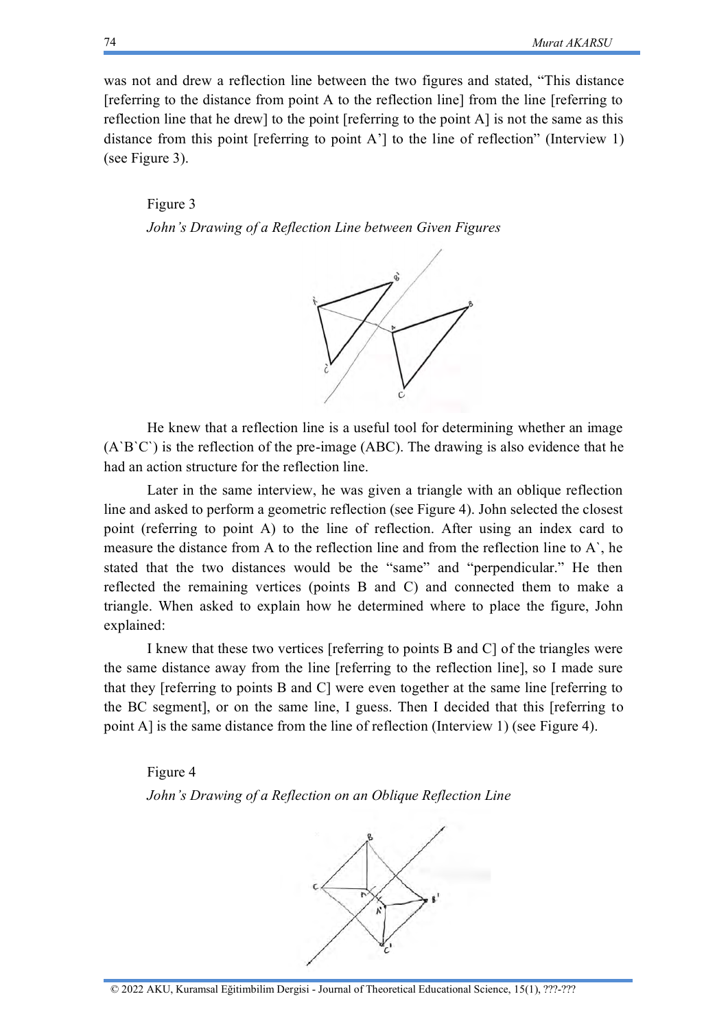was not and drew a reflection line between the two figures and stated, "This distance [referring to the distance from point A to the reflection line] from the line [referring to reflection line that he drew] to the point [referring to the point A] is not the same as this distance from this point [referring to point A'] to the line of reflection" (Interview 1) (see Figure 3).

Figure 3

*John's Drawing of a Reflection Line between Given Figures*

He knew that a reflection line is a useful tool for determining whether an image (A`B`C`) is the reflection of the pre-image (ABC). The drawing is also evidence that he had an action structure for the reflection line.

Later in the same interview, he was given a triangle with an oblique reflection line and asked to perform a geometric reflection (see Figure 4). John selected the closest point (referring to point A) to the line of reflection. After using an index card to measure the distance from A to the reflection line and from the reflection line to A`, he stated that the two distances would be the "same" and "perpendicular." He then reflected the remaining vertices (points B and C) and connected them to make a triangle. When asked to explain how he determined where to place the figure, John explained:

I knew that these two vertices [referring to points B and C] of the triangles were the same distance away from the line [referring to the reflection line], so I made sure that they [referring to points B and C] were even together at the same line [referring to the BC segment], or on the same line, I guess. Then I decided that this [referring to point A] is the same distance from the line of reflection (Interview 1) (see Figure 4).

Figure 4

*John's Drawing of a Reflection on an Oblique Reflection Line*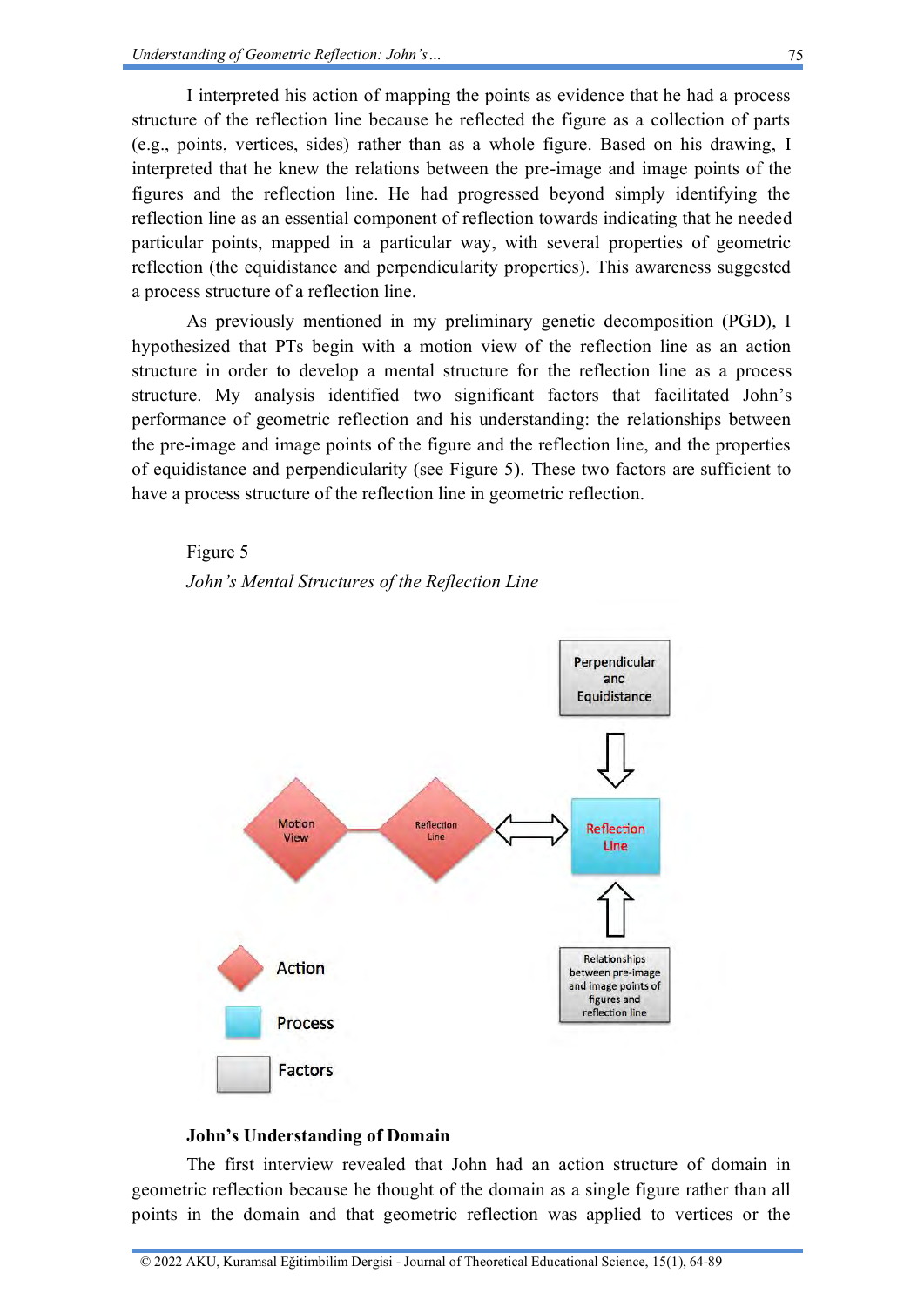I interpreted his action of mapping the points as evidence that he had a process structure of the reflection line because he reflected the figure as a collection of parts (e.g., points, vertices, sides) rather than as a whole figure. Based on his drawing, I interpreted that he knew the relations between the pre-image and image points of the figures and the reflection line. He had progressed beyond simply identifying the reflection line as an essential component of reflection towards indicating that he needed particular points, mapped in a particular way, with several properties of geometric reflection (the equidistance and perpendicularity properties). This awareness suggested a process structure of a reflection line.

As previously mentioned in my preliminary genetic decomposition (PGD), I hypothesized that PTs begin with a motion view of the reflection line as an action structure in order to develop a mental structure for the reflection line as a process structure. My analysis identified two significant factors that facilitated John's performance of geometric reflection and his understanding: the relationships between the pre-image and image points of the figure and the reflection line, and the properties of equidistance and perpendicularity (see Figure 5). These two factors are sufficient to have a process structure of the reflection line in geometric reflection.

Figure 5

*John's Mental Structures of the Reflection Line*

Perpendicular and Equidistance

Motion View — Reflection Line ⟺ Reflection Line

Relationships between pre-image and image points of figures and reflection line

Action

Process

Factors

**John's Understanding of Domain**

The first interview revealed that John had an action structure of domain in geometric reflection because he thought of the domain as a single figure rather than all points in the domain and that geometric reflection was applied to vertices or the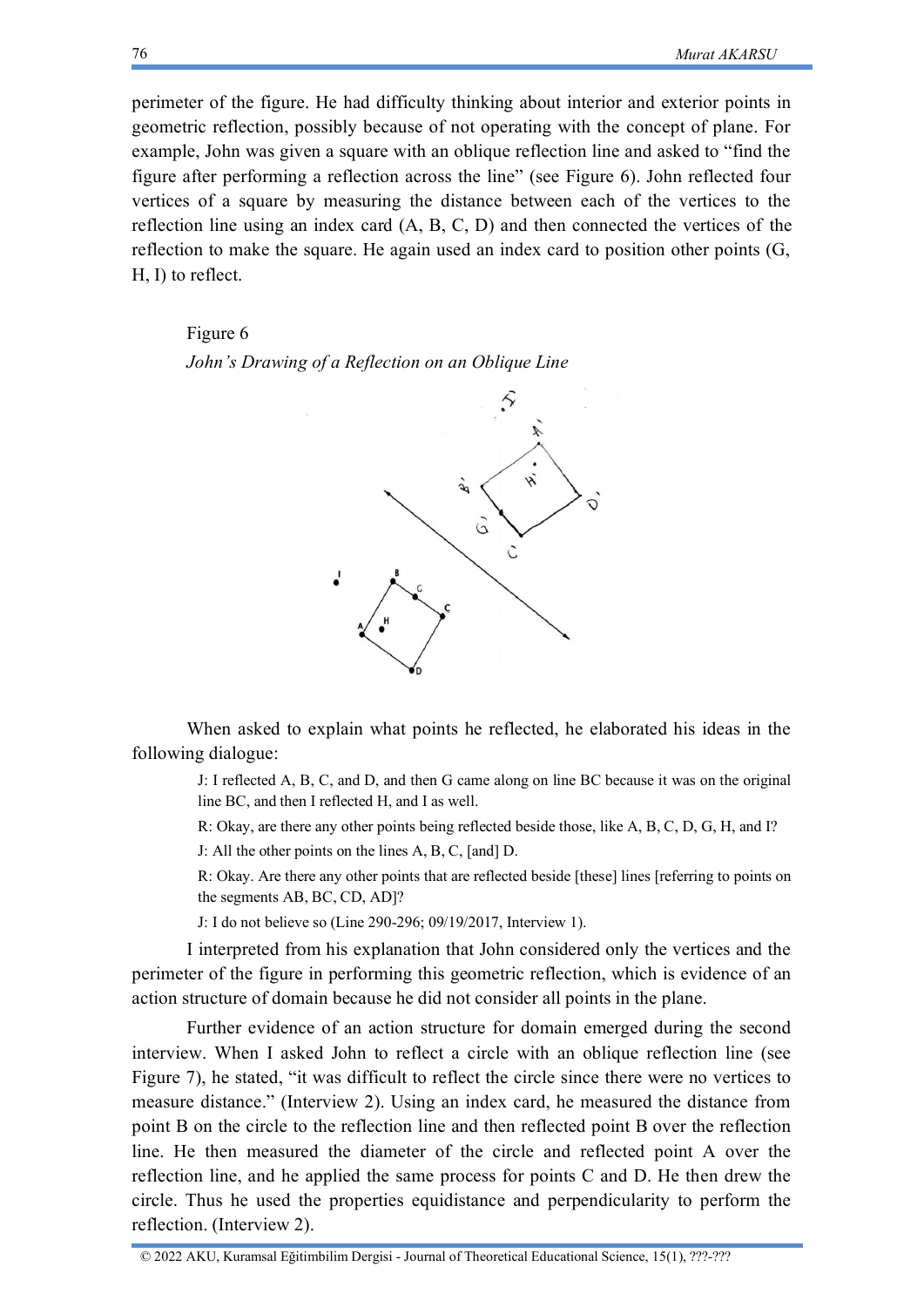perimeter of the figure. He had difficulty thinking about interior and exterior points in geometric reflection, possibly because of not operating with the concept of plane. For example, John was given a square with an oblique reflection line and asked to "find the figure after performing a reflection across the line" (see Figure 6). John reflected four vertices of a square by measuring the distance between each of the vertices to the reflection line using an index card (A, B, C, D) and then connected the vertices of the reflection to make the square. He again used an index card to position other points (G, H, I) to reflect.

Figure 6

*John's Drawing of a Reflection on an Oblique Line*

When asked to explain what points he reflected, he elaborated his ideas in the following dialogue:

> J: I reflected A, B, C, and D, and then G came along on line BC because it was on the original line BC, and then I reflected H, and I as well.
>
> R: Okay, are there any other points being reflected beside those, like A, B, C, D, G, H, and I?
>
> J: All the other points on the lines A, B, C, [and] D.
>
> R: Okay. Are there any other points that are reflected beside [these] lines [referring to points on the segments AB, BC, CD, AD]?
>
> J: I do not believe so (Line 290-296; 09/19/2017, Interview 1).

I interpreted from his explanation that John considered only the vertices and the perimeter of the figure in performing this geometric reflection, which is evidence of an action structure of domain because he did not consider all points in the plane.

Further evidence of an action structure for domain emerged during the second interview. When I asked John to reflect a circle with an oblique reflection line (see Figure 7), he stated, "it was difficult to reflect the circle since there were no vertices to measure distance." (Interview 2). Using an index card, he measured the distance from point B on the circle to the reflection line and then reflected point B over the reflection line. He then measured the diameter of the circle and reflected point A over the reflection line, and he applied the same process for points C and D. He then drew the circle. Thus he used the properties equidistance and perpendicularity to perform the reflection. (Interview 2).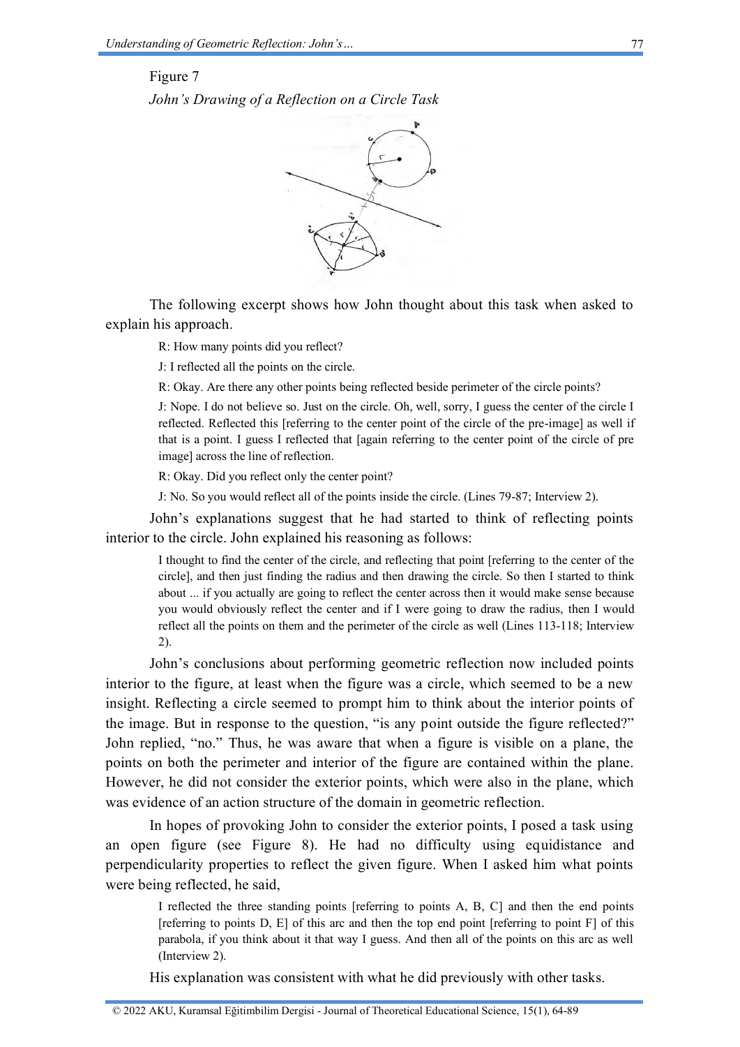Figure 7

*John's Drawing of a Reflection on a Circle Task*

The following excerpt shows how John thought about this task when asked to explain his approach.

> R: How many points did you reflect?
>
> J: I reflected all the points on the circle.
>
> R: Okay. Are there any other points being reflected beside perimeter of the circle points?
>
> J: Nope. I do not believe so. Just on the circle. Oh, well, sorry, I guess the center of the circle I reflected. Reflected this [referring to the center point of the circle of the pre-image] as well if that is a point. I guess I reflected that [again referring to the center point of the circle of pre image] across the line of reflection.
>
> R: Okay. Did you reflect only the center point?
>
> J: No. So you would reflect all of the points inside the circle. (Lines 79-87; Interview 2).

John's explanations suggest that he had started to think of reflecting points interior to the circle. John explained his reasoning as follows:

> I thought to find the center of the circle, and reflecting that point [referring to the center of the circle], and then just finding the radius and then drawing the circle. So then I started to think about ... if you actually are going to reflect the center across then it would make sense because you would obviously reflect the center and if I were going to draw the radius, then I would reflect all the points on them and the perimeter of the circle as well (Lines 113-118; Interview 2).

John's conclusions about performing geometric reflection now included points interior to the figure, at least when the figure was a circle, which seemed to be a new insight. Reflecting a circle seemed to prompt him to think about the interior points of the image. But in response to the question, "is any point outside the figure reflected?" John replied, "no." Thus, he was aware that when a figure is visible on a plane, the points on both the perimeter and interior of the figure are contained within the plane. However, he did not consider the exterior points, which were also in the plane, which was evidence of an action structure of the domain in geometric reflection.

In hopes of provoking John to consider the exterior points, I posed a task using an open figure (see Figure 8). He had no difficulty using equidistance and perpendicularity properties to reflect the given figure. When I asked him what points were being reflected, he said,

> I reflected the three standing points [referring to points A, B, C] and then the end points [referring to points D, E] of this arc and then the top end point [referring to point F] of this parabola, if you think about it that way I guess. And then all of the points on this arc as well (Interview 2).

His explanation was consistent with what he did previously with other tasks.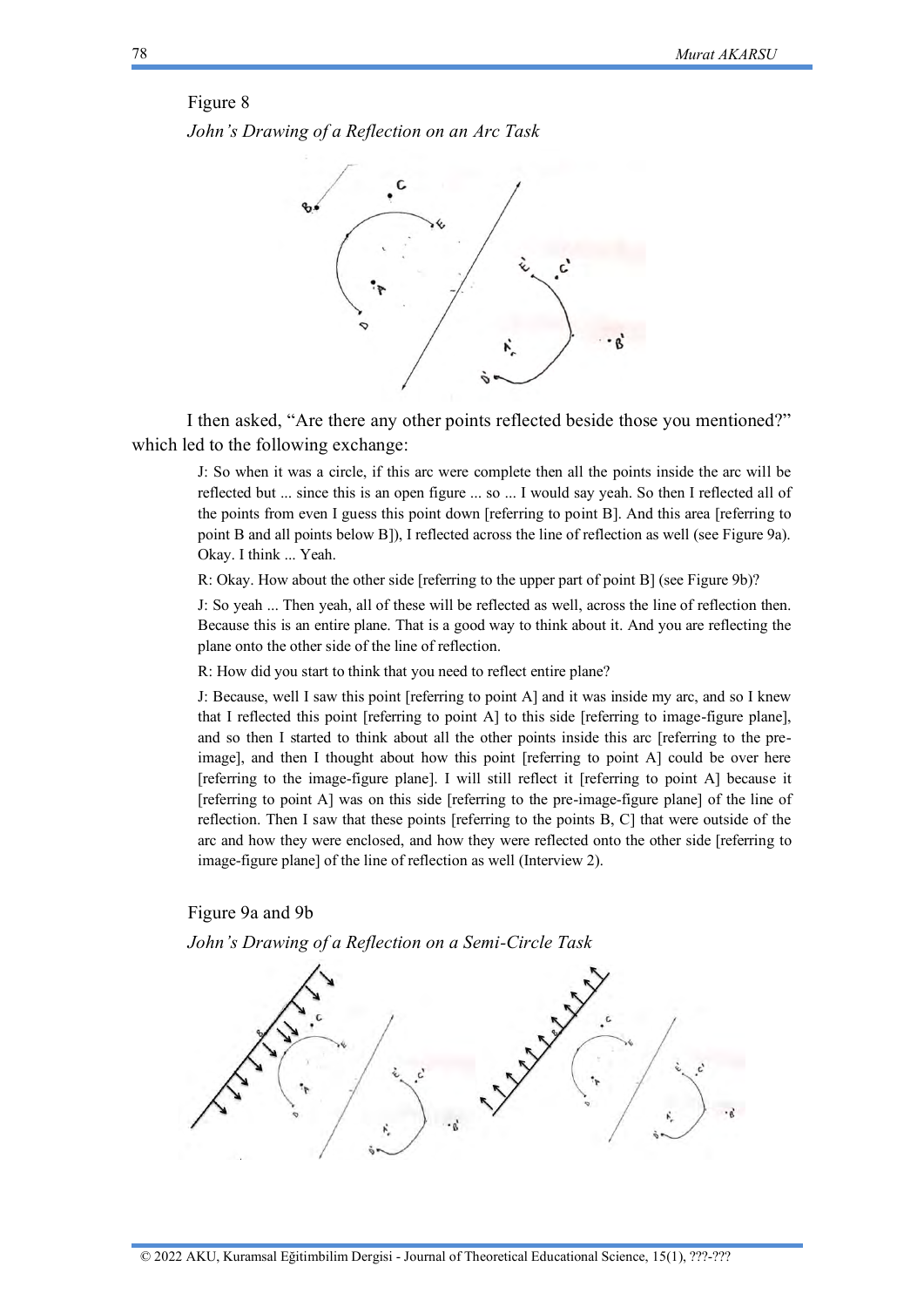Figure 8

*John's Drawing of a Reflection on an Arc Task*

I then asked, "Are there any other points reflected beside those you mentioned?" which led to the following exchange:

> J: So when it was a circle, if this arc were complete then all the points inside the arc will be reflected but ... since this is an open figure ... so ... I would say yeah. So then I reflected all of the points from even I guess this point down [referring to point B]. And this area [referring to point B and all points below B]), I reflected across the line of reflection as well (see Figure 9a). Okay. I think ... Yeah.
>
> R: Okay. How about the other side [referring to the upper part of point B] (see Figure 9b)?
>
> J: So yeah ... Then yeah, all of these will be reflected as well, across the line of reflection then. Because this is an entire plane. That is a good way to think about it. And you are reflecting the plane onto the other side of the line of reflection.
>
> R: How did you start to think that you need to reflect entire plane?
>
> J: Because, well I saw this point [referring to point A] and it was inside my arc, and so I knew that I reflected this point [referring to point A] to this side [referring to image-figure plane], and so then I started to think about all the other points inside this arc [referring to the pre-image], and then I thought about how this point [referring to point A] could be over here [referring to the image-figure plane]. I will still reflect it [referring to point A] because it [referring to point A] was on this side [referring to the pre-image-figure plane] of the line of reflection. Then I saw that these points [referring to the points B, C] that were outside of the arc and how they were enclosed, and how they were reflected onto the other side [referring to image-figure plane] of the line of reflection as well (Interview 2).

Figure 9a and 9b

*John's Drawing of a Reflection on a Semi-Circle Task*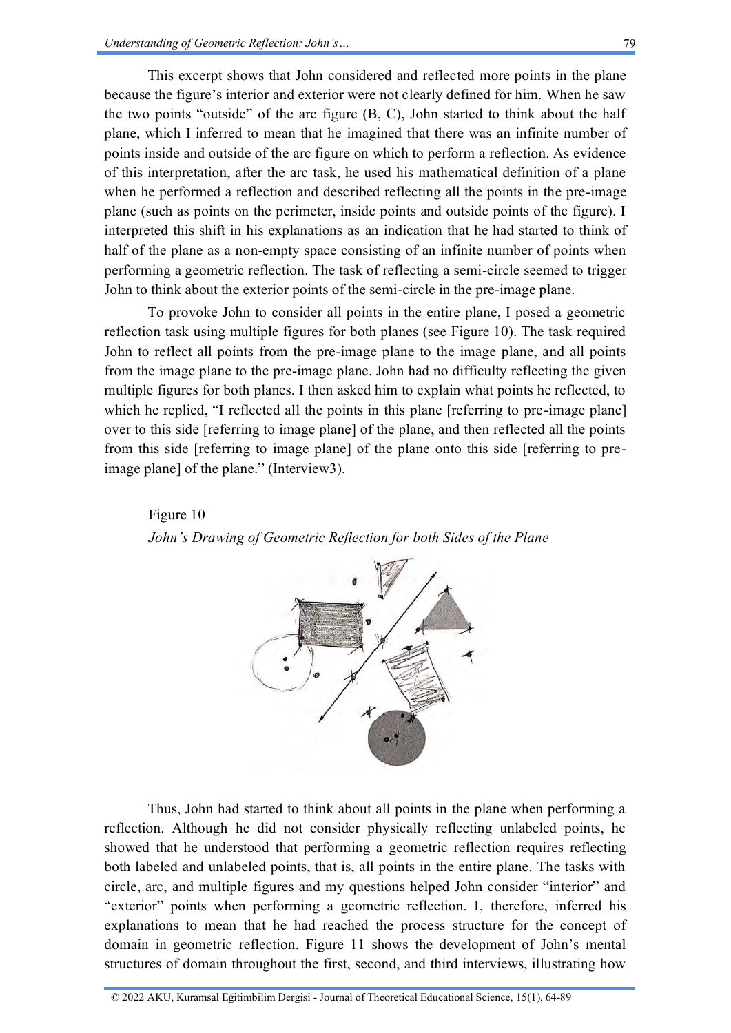This excerpt shows that John considered and reflected more points in the plane because the figure's interior and exterior were not clearly defined for him. When he saw the two points "outside" of the arc figure (B, C), John started to think about the half plane, which I inferred to mean that he imagined that there was an infinite number of points inside and outside of the arc figure on which to perform a reflection. As evidence of this interpretation, after the arc task, he used his mathematical definition of a plane when he performed a reflection and described reflecting all the points in the pre-image plane (such as points on the perimeter, inside points and outside points of the figure). I interpreted this shift in his explanations as an indication that he had started to think of half of the plane as a non-empty space consisting of an infinite number of points when performing a geometric reflection. The task of reflecting a semi-circle seemed to trigger John to think about the exterior points of the semi-circle in the pre-image plane.

To provoke John to consider all points in the entire plane, I posed a geometric reflection task using multiple figures for both planes (see Figure 10). The task required John to reflect all points from the pre-image plane to the image plane, and all points from the image plane to the pre-image plane. John had no difficulty reflecting the given multiple figures for both planes. I then asked him to explain what points he reflected, to which he replied, "I reflected all the points in this plane [referring to pre-image plane] over to this side [referring to image plane] of the plane, and then reflected all the points from this side [referring to image plane] of the plane onto this side [referring to pre-image plane] of the plane." (Interview3).

Figure 10

*John's Drawing of Geometric Reflection for both Sides of the Plane*

Thus, John had started to think about all points in the plane when performing a reflection. Although he did not consider physically reflecting unlabeled points, he showed that he understood that performing a geometric reflection requires reflecting both labeled and unlabeled points, that is, all points in the entire plane. The tasks with circle, arc, and multiple figures and my questions helped John consider "interior" and "exterior" points when performing a geometric reflection. I, therefore, inferred his explanations to mean that he had reached the process structure for the concept of domain in geometric reflection. Figure 11 shows the development of John's mental structures of domain throughout the first, second, and third interviews, illustrating how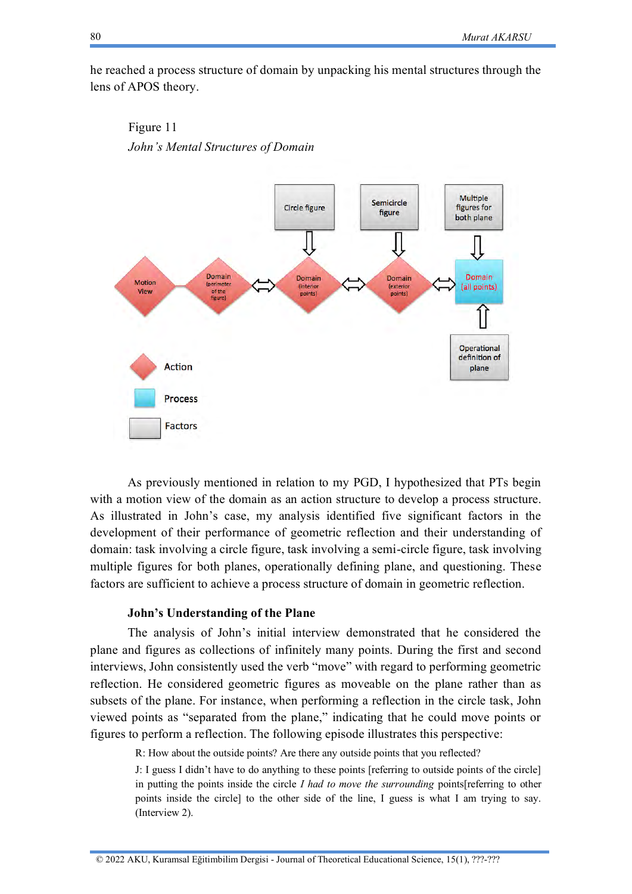he reached a process structure of domain by unpacking his mental structures through the lens of APOS theory.

Figure 11

*John's Mental Structures of Domain*

As previously mentioned in relation to my PGD, I hypothesized that PTs begin with a motion view of the domain as an action structure to develop a process structure. As illustrated in John's case, my analysis identified five significant factors in the development of their performance of geometric reflection and their understanding of domain: task involving a circle figure, task involving a semi-circle figure, task involving multiple figures for both planes, operationally defining plane, and questioning. These factors are sufficient to achieve a process structure of domain in geometric reflection.

**John's Understanding of the Plane**

The analysis of John's initial interview demonstrated that he considered the plane and figures as collections of infinitely many points. During the first and second interviews, John consistently used the verb "move" with regard to performing geometric reflection. He considered geometric figures as moveable on the plane rather than as subsets of the plane. For instance, when performing a reflection in the circle task, John viewed points as "separated from the plane," indicating that he could move points or figures to perform a reflection. The following episode illustrates this perspective:

> R: How about the outside points? Are there any outside points that you reflected?
>
> J: I guess I didn't have to do anything to these points [referring to outside points of the circle] in putting the points inside the circle *I had to move the surrounding* points[referring to other points inside the circle] to the other side of the line, I guess is what I am trying to say. (Interview 2).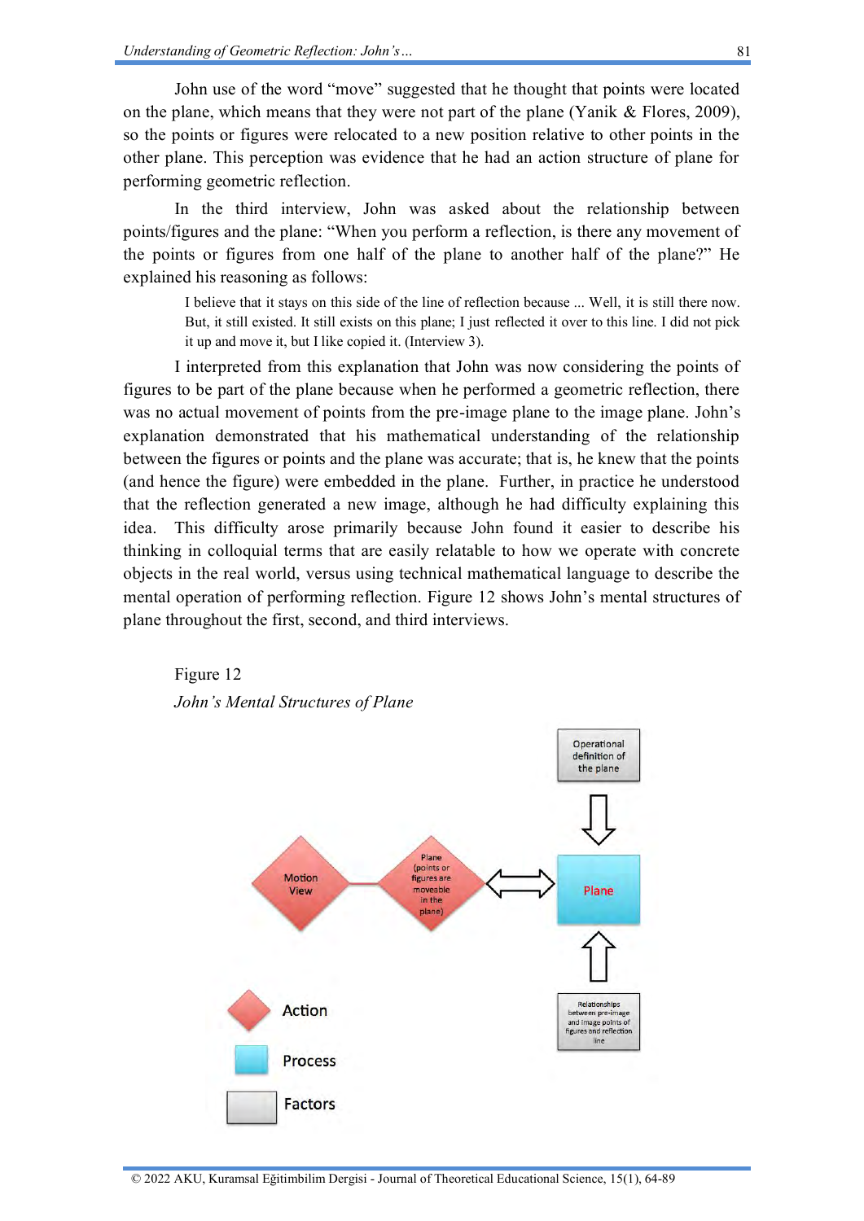John use of the word "move" suggested that he thought that points were located on the plane, which means that they were not part of the plane (Yanik & Flores, 2009), so the points or figures were relocated to a new position relative to other points in the other plane. This perception was evidence that he had an action structure of plane for performing geometric reflection.

In the third interview, John was asked about the relationship between points/figures and the plane: "When you perform a reflection, is there any movement of the points or figures from one half of the plane to another half of the plane?" He explained his reasoning as follows:

> I believe that it stays on this side of the line of reflection because ... Well, it is still there now. But, it still existed. It still exists on this plane; I just reflected it over to this line. I did not pick it up and move it, but I like copied it. (Interview 3).

I interpreted from this explanation that John was now considering the points of figures to be part of the plane because when he performed a geometric reflection, there was no actual movement of points from the pre-image plane to the image plane. John's explanation demonstrated that his mathematical understanding of the relationship between the figures or points and the plane was accurate; that is, he knew that the points (and hence the figure) were embedded in the plane. Further, in practice he understood that the reflection generated a new image, although he had difficulty explaining this idea. This difficulty arose primarily because John found it easier to describe his thinking in colloquial terms that are easily relatable to how we operate with concrete objects in the real world, versus using technical mathematical language to describe the mental operation of performing reflection. Figure 12 shows John's mental structures of plane throughout the first, second, and third interviews.

Figure 12

*John's Mental Structures of Plane*

Operational definition of the plane

Motion View — Plane (points or figures are moveable in the plane) ⟷ Plane

Relationships between pre-image and image points of figures and reflection line

Action

Process

Factors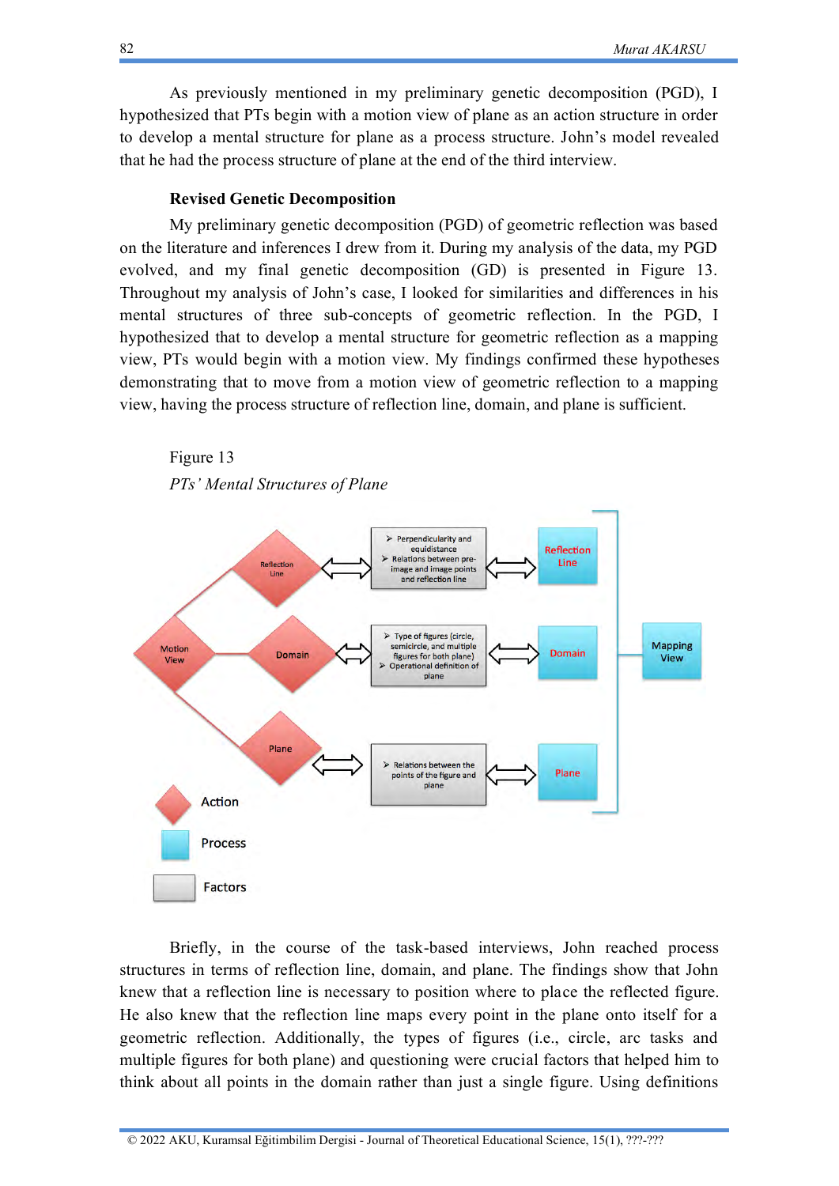As previously mentioned in my preliminary genetic decomposition (PGD), I hypothesized that PTs begin with a motion view of plane as an action structure in order to develop a mental structure for plane as a process structure. John's model revealed that he had the process structure of plane at the end of the third interview.

### Revised Genetic Decomposition

My preliminary genetic decomposition (PGD) of geometric reflection was based on the literature and inferences I drew from it. During my analysis of the data, my PGD evolved, and my final genetic decomposition (GD) is presented in Figure 13. Throughout my analysis of John's case, I looked for similarities and differences in his mental structures of three sub-concepts of geometric reflection. In the PGD, I hypothesized that to develop a mental structure for geometric reflection as a mapping view, PTs would begin with a motion view. My findings confirmed these hypotheses demonstrating that to move from a motion view of geometric reflection to a mapping view, having the process structure of reflection line, domain, and plane is sufficient.

Figure 13

*PTs' Mental Structures of Plane*

Motion View → Reflection Line ⟺ [➢ Perpendicularity and equidistance ➢ Relations between pre-image and image points and reflection line] ⟺ Reflection Line

Motion View → Domain ⟺ [➢ Type of figures (circle, semicircle, and multiple figures for both plane) ➢ Operational definition of plane] ⟺ Domain

Motion View → Plane ⟺ [➢ Relations between the points of the figure and plane] ⟺ Plane

Reflection Line, Domain, Plane → Mapping View

Action | Process | Factors

Briefly, in the course of the task-based interviews, John reached process structures in terms of reflection line, domain, and plane. The findings show that John knew that a reflection line is necessary to position where to place the reflected figure. He also knew that the reflection line maps every point in the plane onto itself for a geometric reflection. Additionally, the types of figures (i.e., circle, arc tasks and multiple figures for both plane) and questioning were crucial factors that helped him to think about all points in the domain rather than just a single figure. Using definitions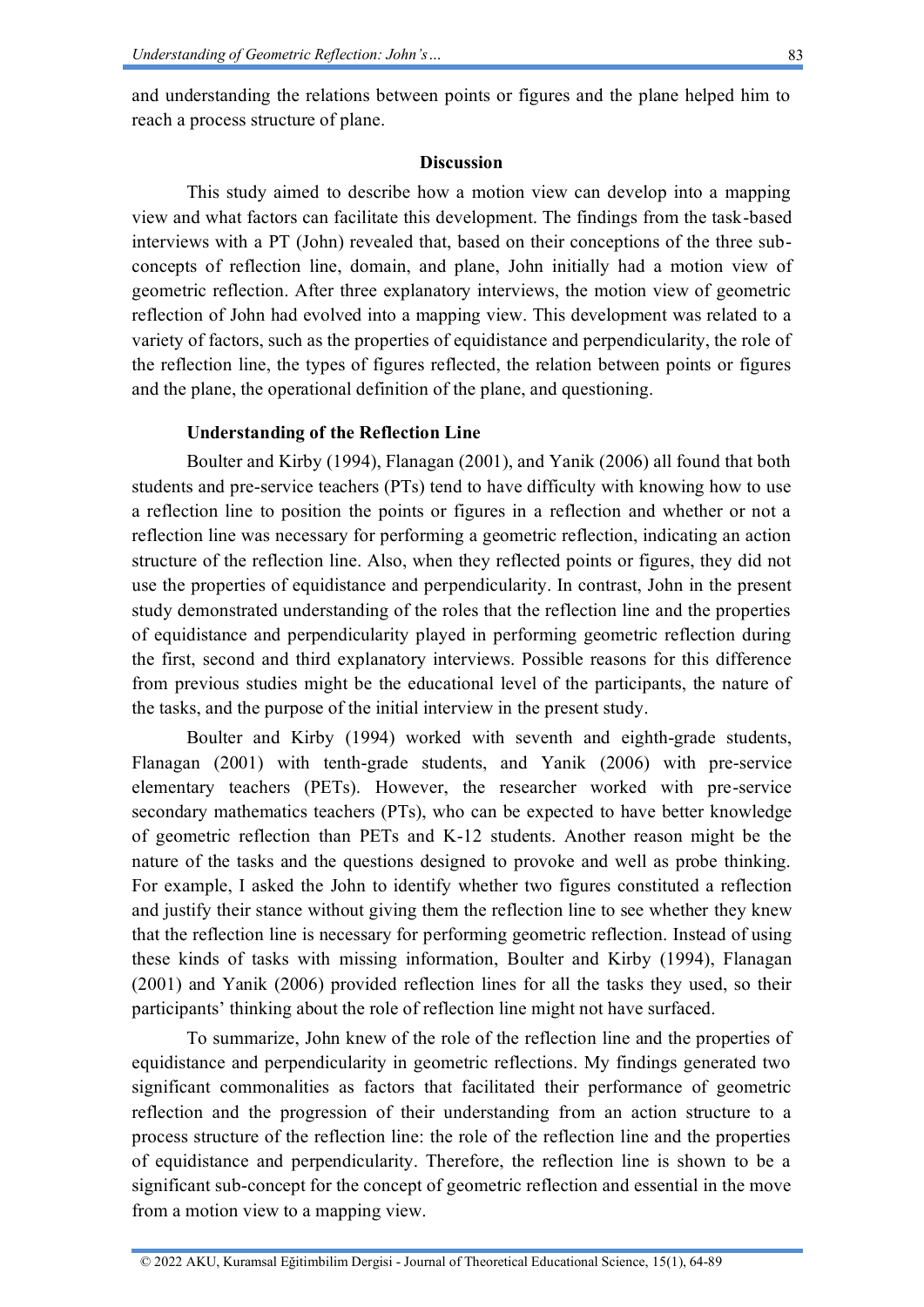and understanding the relations between points or figures and the plane helped him to reach a process structure of plane.

## Discussion

This study aimed to describe how a motion view can develop into a mapping view and what factors can facilitate this development. The findings from the task-based interviews with a PT (John) revealed that, based on their conceptions of the three sub-concepts of reflection line, domain, and plane, John initially had a motion view of geometric reflection. After three explanatory interviews, the motion view of geometric reflection of John had evolved into a mapping view. This development was related to a variety of factors, such as the properties of equidistance and perpendicularity, the role of the reflection line, the types of figures reflected, the relation between points or figures and the plane, the operational definition of the plane, and questioning.

### Understanding of the Reflection Line

Boulter and Kirby (1994), Flanagan (2001), and Yanik (2006) all found that both students and pre-service teachers (PTs) tend to have difficulty with knowing how to use a reflection line to position the points or figures in a reflection and whether or not a reflection line was necessary for performing a geometric reflection, indicating an action structure of the reflection line. Also, when they reflected points or figures, they did not use the properties of equidistance and perpendicularity. In contrast, John in the present study demonstrated understanding of the roles that the reflection line and the properties of equidistance and perpendicularity played in performing geometric reflection during the first, second and third explanatory interviews. Possible reasons for this difference from previous studies might be the educational level of the participants, the nature of the tasks, and the purpose of the initial interview in the present study.

Boulter and Kirby (1994) worked with seventh and eighth-grade students, Flanagan (2001) with tenth-grade students, and Yanik (2006) with pre-service elementary teachers (PETs). However, the researcher worked with pre-service secondary mathematics teachers (PTs), who can be expected to have better knowledge of geometric reflection than PETs and K-12 students. Another reason might be the nature of the tasks and the questions designed to provoke and well as probe thinking. For example, I asked the John to identify whether two figures constituted a reflection and justify their stance without giving them the reflection line to see whether they knew that the reflection line is necessary for performing geometric reflection. Instead of using these kinds of tasks with missing information, Boulter and Kirby (1994), Flanagan (2001) and Yanik (2006) provided reflection lines for all the tasks they used, so their participants' thinking about the role of reflection line might not have surfaced.

To summarize, John knew of the role of the reflection line and the properties of equidistance and perpendicularity in geometric reflections. My findings generated two significant commonalities as factors that facilitated their performance of geometric reflection and the progression of their understanding from an action structure to a process structure of the reflection line: the role of the reflection line and the properties of equidistance and perpendicularity. Therefore, the reflection line is shown to be a significant sub-concept for the concept of geometric reflection and essential in the move from a motion view to a mapping view.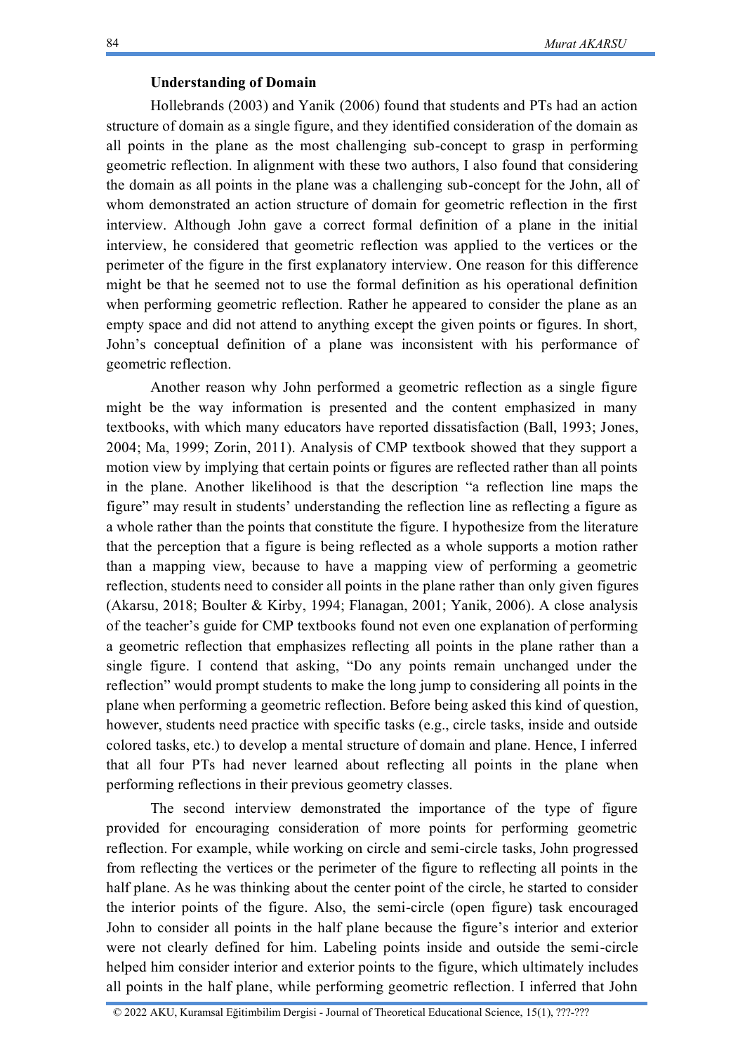**Understanding of Domain**

Hollebrands (2003) and Yanik (2006) found that students and PTs had an action structure of domain as a single figure, and they identified consideration of the domain as all points in the plane as the most challenging sub-concept to grasp in performing geometric reflection. In alignment with these two authors, I also found that considering the domain as all points in the plane was a challenging sub-concept for the John, all of whom demonstrated an action structure of domain for geometric reflection in the first interview. Although John gave a correct formal definition of a plane in the initial interview, he considered that geometric reflection was applied to the vertices or the perimeter of the figure in the first explanatory interview. One reason for this difference might be that he seemed not to use the formal definition as his operational definition when performing geometric reflection. Rather he appeared to consider the plane as an empty space and did not attend to anything except the given points or figures. In short, John's conceptual definition of a plane was inconsistent with his performance of geometric reflection.

Another reason why John performed a geometric reflection as a single figure might be the way information is presented and the content emphasized in many textbooks, with which many educators have reported dissatisfaction (Ball, 1993; Jones, 2004; Ma, 1999; Zorin, 2011). Analysis of CMP textbook showed that they support a motion view by implying that certain points or figures are reflected rather than all points in the plane. Another likelihood is that the description "a reflection line maps the figure" may result in students' understanding the reflection line as reflecting a figure as a whole rather than the points that constitute the figure. I hypothesize from the literature that the perception that a figure is being reflected as a whole supports a motion rather than a mapping view, because to have a mapping view of performing a geometric reflection, students need to consider all points in the plane rather than only given figures (Akarsu, 2018; Boulter & Kirby, 1994; Flanagan, 2001; Yanik, 2006). A close analysis of the teacher's guide for CMP textbooks found not even one explanation of performing a geometric reflection that emphasizes reflecting all points in the plane rather than a single figure. I contend that asking, "Do any points remain unchanged under the reflection" would prompt students to make the long jump to considering all points in the plane when performing a geometric reflection. Before being asked this kind of question, however, students need practice with specific tasks (e.g., circle tasks, inside and outside colored tasks, etc.) to develop a mental structure of domain and plane. Hence, I inferred that all four PTs had never learned about reflecting all points in the plane when performing reflections in their previous geometry classes.

The second interview demonstrated the importance of the type of figure provided for encouraging consideration of more points for performing geometric reflection. For example, while working on circle and semi-circle tasks, John progressed from reflecting the vertices or the perimeter of the figure to reflecting all points in the half plane. As he was thinking about the center point of the circle, he started to consider the interior points of the figure. Also, the semi-circle (open figure) task encouraged John to consider all points in the half plane because the figure's interior and exterior were not clearly defined for him. Labeling points inside and outside the semi-circle helped him consider interior and exterior points to the figure, which ultimately includes all points in the half plane, while performing geometric reflection. I inferred that John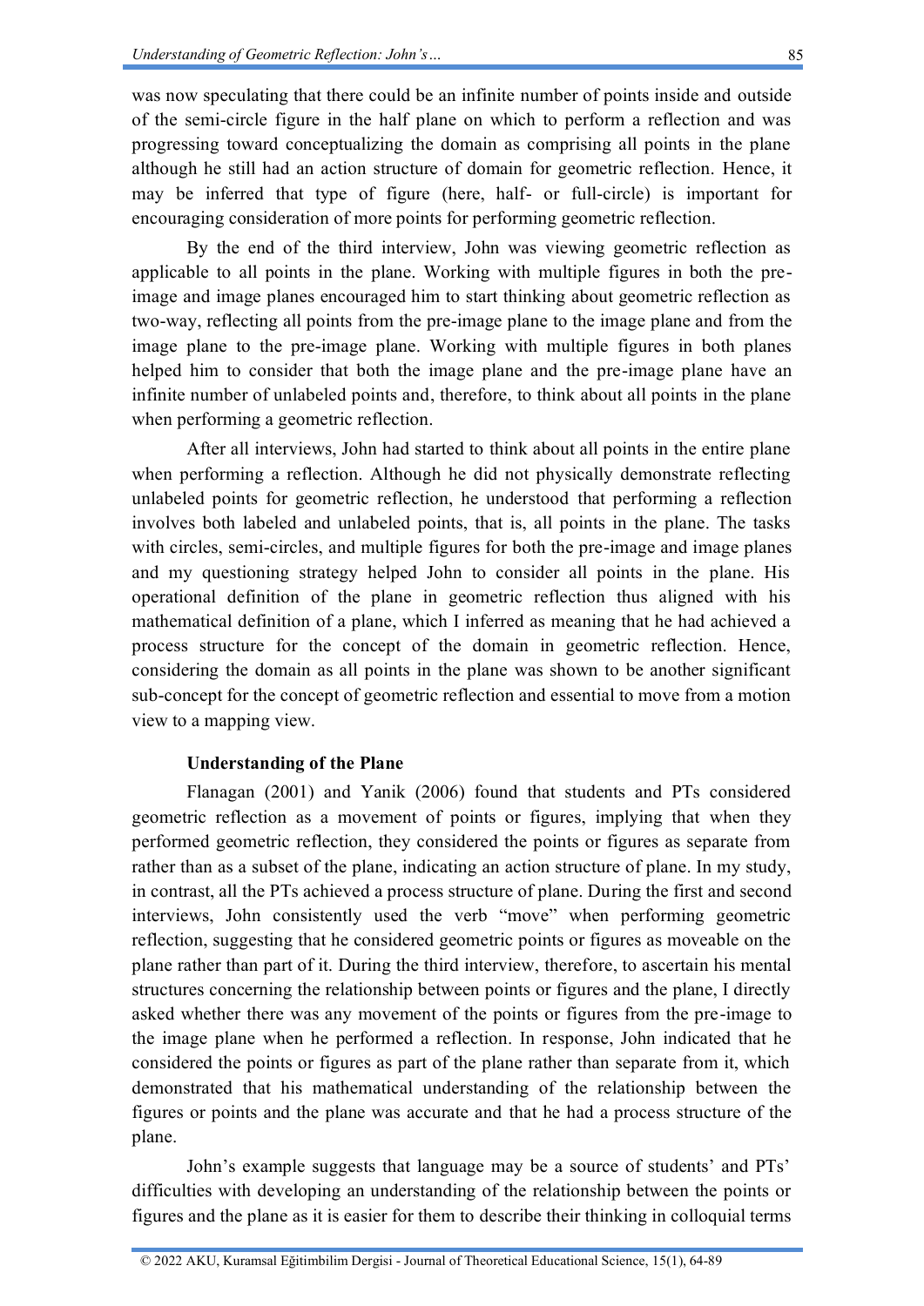was now speculating that there could be an infinite number of points inside and outside of the semi-circle figure in the half plane on which to perform a reflection and was progressing toward conceptualizing the domain as comprising all points in the plane although he still had an action structure of domain for geometric reflection. Hence, it may be inferred that type of figure (here, half- or full-circle) is important for encouraging consideration of more points for performing geometric reflection.

By the end of the third interview, John was viewing geometric reflection as applicable to all points in the plane. Working with multiple figures in both the pre-image and image planes encouraged him to start thinking about geometric reflection as two-way, reflecting all points from the pre-image plane to the image plane and from the image plane to the pre-image plane. Working with multiple figures in both planes helped him to consider that both the image plane and the pre-image plane have an infinite number of unlabeled points and, therefore, to think about all points in the plane when performing a geometric reflection.

After all interviews, John had started to think about all points in the entire plane when performing a reflection. Although he did not physically demonstrate reflecting unlabeled points for geometric reflection, he understood that performing a reflection involves both labeled and unlabeled points, that is, all points in the plane. The tasks with circles, semi-circles, and multiple figures for both the pre-image and image planes and my questioning strategy helped John to consider all points in the plane. His operational definition of the plane in geometric reflection thus aligned with his mathematical definition of a plane, which I inferred as meaning that he had achieved a process structure for the concept of the domain in geometric reflection. Hence, considering the domain as all points in the plane was shown to be another significant sub-concept for the concept of geometric reflection and essential to move from a motion view to a mapping view.

**Understanding of the Plane**

Flanagan (2001) and Yanik (2006) found that students and PTs considered geometric reflection as a movement of points or figures, implying that when they performed geometric reflection, they considered the points or figures as separate from rather than as a subset of the plane, indicating an action structure of plane. In my study, in contrast, all the PTs achieved a process structure of plane. During the first and second interviews, John consistently used the verb "move" when performing geometric reflection, suggesting that he considered geometric points or figures as moveable on the plane rather than part of it. During the third interview, therefore, to ascertain his mental structures concerning the relationship between points or figures and the plane, I directly asked whether there was any movement of the points or figures from the pre-image to the image plane when he performed a reflection. In response, John indicated that he considered the points or figures as part of the plane rather than separate from it, which demonstrated that his mathematical understanding of the relationship between the figures or points and the plane was accurate and that he had a process structure of the plane.

John's example suggests that language may be a source of students' and PTs' difficulties with developing an understanding of the relationship between the points or figures and the plane as it is easier for them to describe their thinking in colloquial terms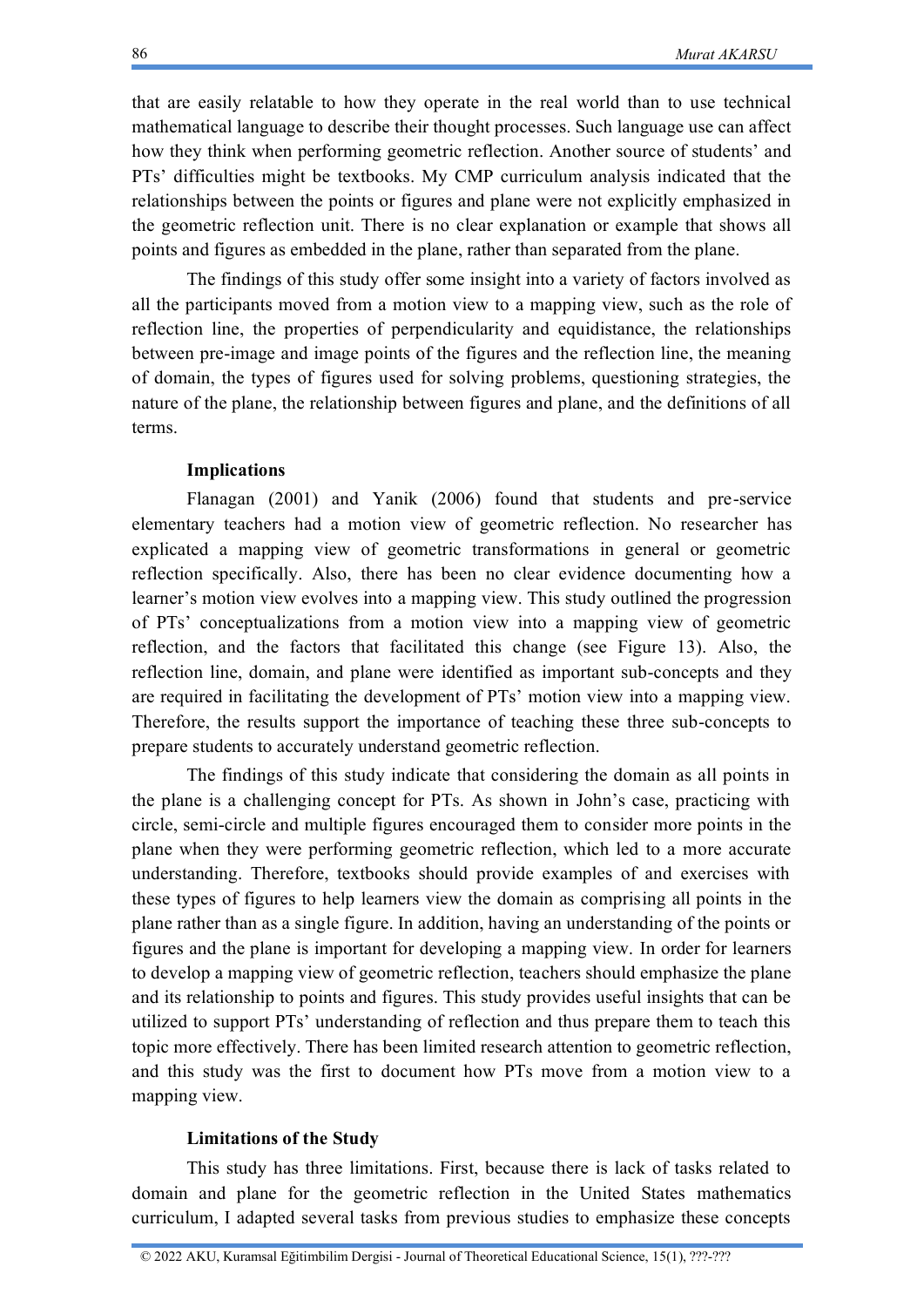that are easily relatable to how they operate in the real world than to use technical mathematical language to describe their thought processes. Such language use can affect how they think when performing geometric reflection. Another source of students' and PTs' difficulties might be textbooks. My CMP curriculum analysis indicated that the relationships between the points or figures and plane were not explicitly emphasized in the geometric reflection unit. There is no clear explanation or example that shows all points and figures as embedded in the plane, rather than separated from the plane.

The findings of this study offer some insight into a variety of factors involved as all the participants moved from a motion view to a mapping view, such as the role of reflection line, the properties of perpendicularity and equidistance, the relationships between pre-image and image points of the figures and the reflection line, the meaning of domain, the types of figures used for solving problems, questioning strategies, the nature of the plane, the relationship between figures and plane, and the definitions of all terms.

### Implications

Flanagan (2001) and Yanik (2006) found that students and pre-service elementary teachers had a motion view of geometric reflection. No researcher has explicated a mapping view of geometric transformations in general or geometric reflection specifically. Also, there has been no clear evidence documenting how a learner's motion view evolves into a mapping view. This study outlined the progression of PTs' conceptualizations from a motion view into a mapping view of geometric reflection, and the factors that facilitated this change (see Figure 13). Also, the reflection line, domain, and plane were identified as important sub-concepts and they are required in facilitating the development of PTs' motion view into a mapping view. Therefore, the results support the importance of teaching these three sub-concepts to prepare students to accurately understand geometric reflection.

The findings of this study indicate that considering the domain as all points in the plane is a challenging concept for PTs. As shown in John's case, practicing with circle, semi-circle and multiple figures encouraged them to consider more points in the plane when they were performing geometric reflection, which led to a more accurate understanding. Therefore, textbooks should provide examples of and exercises with these types of figures to help learners view the domain as comprising all points in the plane rather than as a single figure. In addition, having an understanding of the points or figures and the plane is important for developing a mapping view. In order for learners to develop a mapping view of geometric reflection, teachers should emphasize the plane and its relationship to points and figures. This study provides useful insights that can be utilized to support PTs' understanding of reflection and thus prepare them to teach this topic more effectively. There has been limited research attention to geometric reflection, and this study was the first to document how PTs move from a motion view to a mapping view.

### Limitations of the Study

This study has three limitations. First, because there is lack of tasks related to domain and plane for the geometric reflection in the United States mathematics curriculum, I adapted several tasks from previous studies to emphasize these concepts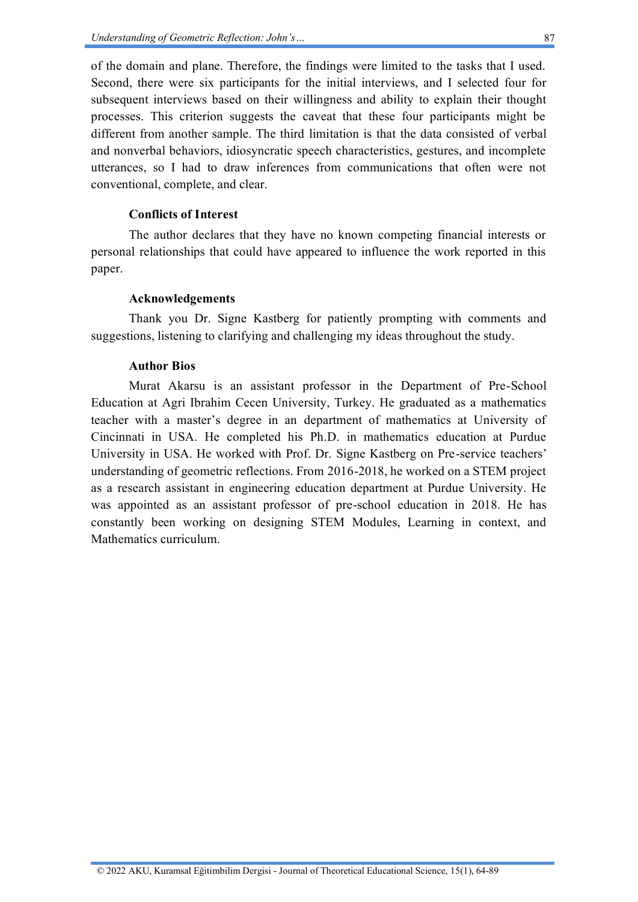of the domain and plane. Therefore, the findings were limited to the tasks that I used. Second, there were six participants for the initial interviews, and I selected four for subsequent interviews based on their willingness and ability to explain their thought processes. This criterion suggests the caveat that these four participants might be different from another sample. The third limitation is that the data consisted of verbal and nonverbal behaviors, idiosyncratic speech characteristics, gestures, and incomplete utterances, so I had to draw inferences from communications that often were not conventional, complete, and clear.

### Conflicts of Interest

The author declares that they have no known competing financial interests or personal relationships that could have appeared to influence the work reported in this paper.

### Acknowledgements

Thank you Dr. Signe Kastberg for patiently prompting with comments and suggestions, listening to clarifying and challenging my ideas throughout the study.

### Author Bios

Murat Akarsu is an assistant professor in the Department of Pre-School Education at Agri Ibrahim Cecen University, Turkey. He graduated as a mathematics teacher with a master's degree in an department of mathematics at University of Cincinnati in USA. He completed his Ph.D. in mathematics education at Purdue University in USA. He worked with Prof. Dr. Signe Kastberg on Pre-service teachers' understanding of geometric reflections. From 2016-2018, he worked on a STEM project as a research assistant in engineering education department at Purdue University. He was appointed as an assistant professor of pre-school education in 2018. He has constantly been working on designing STEM Modules, Learning in context, and Mathematics curriculum.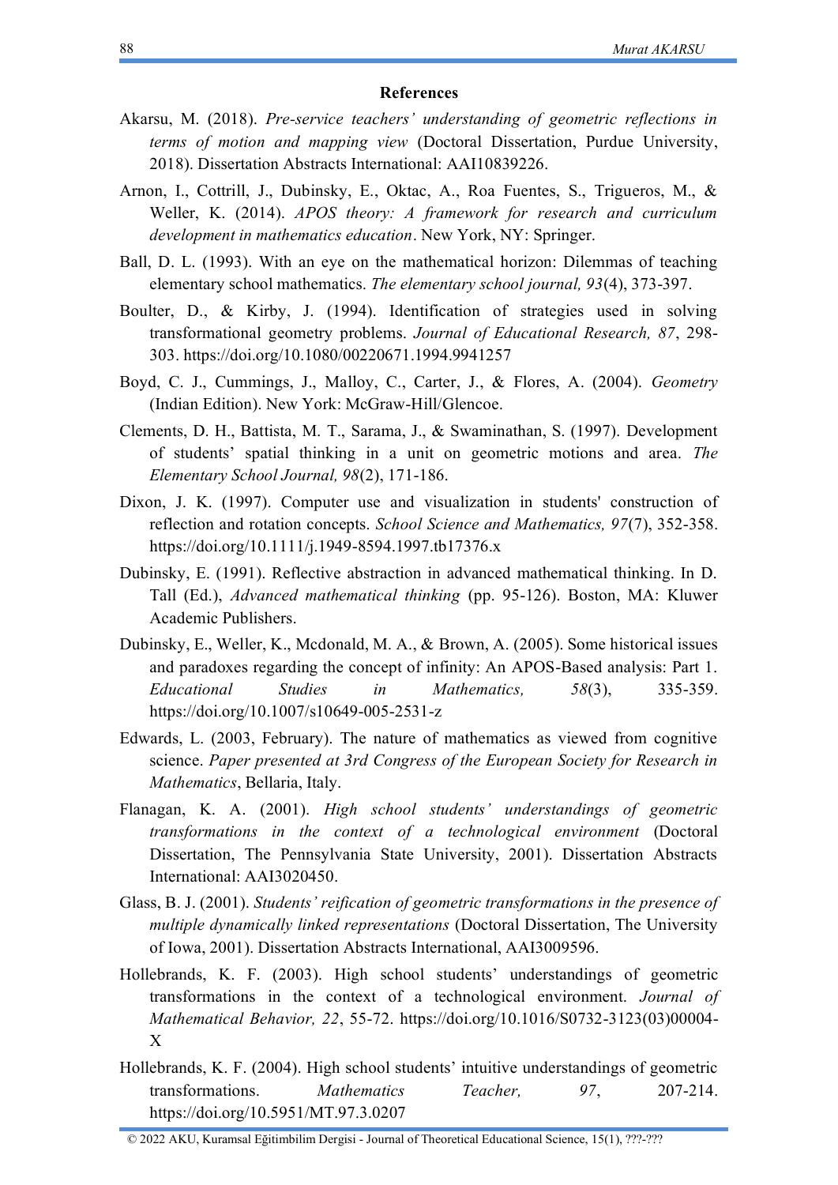## References

Akarsu, M. (2018). *Pre-service teachers' understanding of geometric reflections in terms of motion and mapping view* (Doctoral Dissertation, Purdue University, 2018). Dissertation Abstracts International: AAI10839226.

Arnon, I., Cottrill, J., Dubinsky, E., Oktac, A., Roa Fuentes, S., Trigueros, M., & Weller, K. (2014). *APOS theory: A framework for research and curriculum development in mathematics education*. New York, NY: Springer.

Ball, D. L. (1993). With an eye on the mathematical horizon: Dilemmas of teaching elementary school mathematics. *The elementary school journal, 93*(4), 373-397.

Boulter, D., & Kirby, J. (1994). Identification of strategies used in solving transformational geometry problems. *Journal of Educational Research, 87*, 298-303. https://doi.org/10.1080/00220671.1994.9941257

Boyd, C. J., Cummings, J., Malloy, C., Carter, J., & Flores, A. (2004). *Geometry* (Indian Edition). New York: McGraw-Hill/Glencoe.

Clements, D. H., Battista, M. T., Sarama, J., & Swaminathan, S. (1997). Development of students' spatial thinking in a unit on geometric motions and area. *The Elementary School Journal, 98*(2), 171-186.

Dixon, J. K. (1997). Computer use and visualization in students' construction of reflection and rotation concepts. *School Science and Mathematics, 97*(7), 352-358. https://doi.org/10.1111/j.1949-8594.1997.tb17376.x

Dubinsky, E. (1991). Reflective abstraction in advanced mathematical thinking. In D. Tall (Ed.), *Advanced mathematical thinking* (pp. 95-126). Boston, MA: Kluwer Academic Publishers.

Dubinsky, E., Weller, K., Mcdonald, M. A., & Brown, A. (2005). Some historical issues and paradoxes regarding the concept of infinity: An APOS-Based analysis: Part 1. *Educational Studies in Mathematics, 58*(3), 335-359. https://doi.org/10.1007/s10649-005-2531-z

Edwards, L. (2003, February). The nature of mathematics as viewed from cognitive science. *Paper presented at 3rd Congress of the European Society for Research in Mathematics*, Bellaria, Italy.

Flanagan, K. A. (2001). *High school students' understandings of geometric transformations in the context of a technological environment* (Doctoral Dissertation, The Pennsylvania State University, 2001). Dissertation Abstracts International: AAI3020450.

Glass, B. J. (2001). *Students' reification of geometric transformations in the presence of multiple dynamically linked representations* (Doctoral Dissertation, The University of Iowa, 2001). Dissertation Abstracts International, AAI3009596.

Hollebrands, K. F. (2003). High school students' understandings of geometric transformations in the context of a technological environment. *Journal of Mathematical Behavior, 22*, 55-72. https://doi.org/10.1016/S0732-3123(03)00004-X

Hollebrands, K. F. (2004). High school students' intuitive understandings of geometric transformations. *Mathematics Teacher, 97*, 207-214. https://doi.org/10.5951/MT.97.3.0207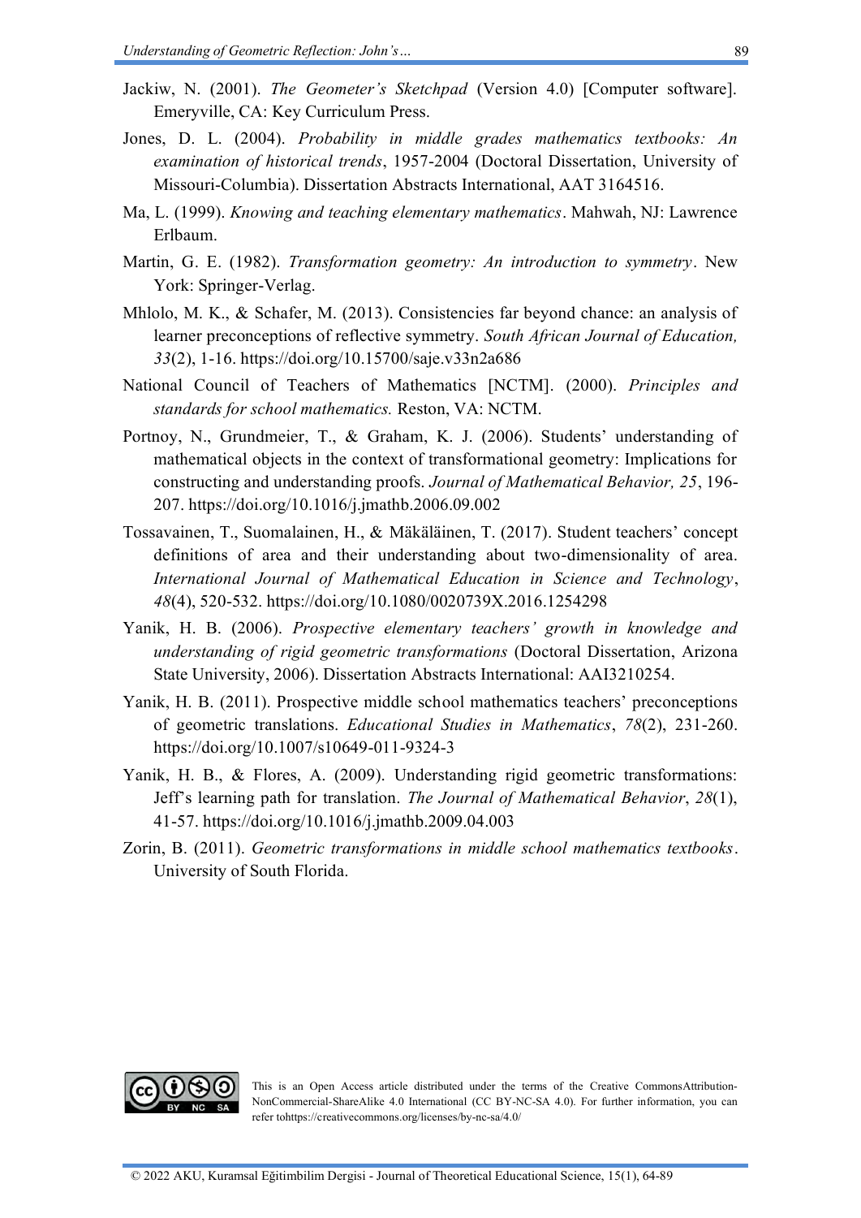Jackiw, N. (2001). *The Geometer's Sketchpad* (Version 4.0) [Computer software]. Emeryville, CA: Key Curriculum Press.

Jones, D. L. (2004). *Probability in middle grades mathematics textbooks: An examination of historical trends*, 1957-2004 (Doctoral Dissertation, University of Missouri-Columbia). Dissertation Abstracts International, AAT 3164516.

Ma, L. (1999). *Knowing and teaching elementary mathematics*. Mahwah, NJ: Lawrence Erlbaum.

Martin, G. E. (1982). *Transformation geometry: An introduction to symmetry*. New York: Springer-Verlag.

Mhlolo, M. K., & Schafer, M. (2013). Consistencies far beyond chance: an analysis of learner preconceptions of reflective symmetry. *South African Journal of Education, 33*(2), 1-16. https://doi.org/10.15700/saje.v33n2a686

National Council of Teachers of Mathematics [NCTM]. (2000). *Principles and standards for school mathematics.* Reston, VA: NCTM.

Portnoy, N., Grundmeier, T., & Graham, K. J. (2006). Students' understanding of mathematical objects in the context of transformational geometry: Implications for constructing and understanding proofs. *Journal of Mathematical Behavior, 25*, 196-207. https://doi.org/10.1016/j.jmathb.2006.09.002

Tossavainen, T., Suomalainen, H., & Mäkäläinen, T. (2017). Student teachers' concept definitions of area and their understanding about two-dimensionality of area. *International Journal of Mathematical Education in Science and Technology*, *48*(4), 520-532. https://doi.org/10.1080/0020739X.2016.1254298

Yanik, H. B. (2006). *Prospective elementary teachers' growth in knowledge and understanding of rigid geometric transformations* (Doctoral Dissertation, Arizona State University, 2006). Dissertation Abstracts International: AAI3210254.

Yanik, H. B. (2011). Prospective middle school mathematics teachers' preconceptions of geometric translations. *Educational Studies in Mathematics*, *78*(2), 231-260. https://doi.org/10.1007/s10649-011-9324-3

Yanik, H. B., & Flores, A. (2009). Understanding rigid geometric transformations: Jeff's learning path for translation. *The Journal of Mathematical Behavior*, *28*(1), 41-57. https://doi.org/10.1016/j.jmathb.2009.04.003

Zorin, B. (2011). *Geometric transformations in middle school mathematics textbooks*. University of South Florida.

This is an Open Access article distributed under the terms of the Creative CommonsAttribution-NonCommercial-ShareAlike 4.0 International (CC BY-NC-SA 4.0). For further information, you can refer tohttps://creativecommons.org/licenses/by-nc-sa/4.0/